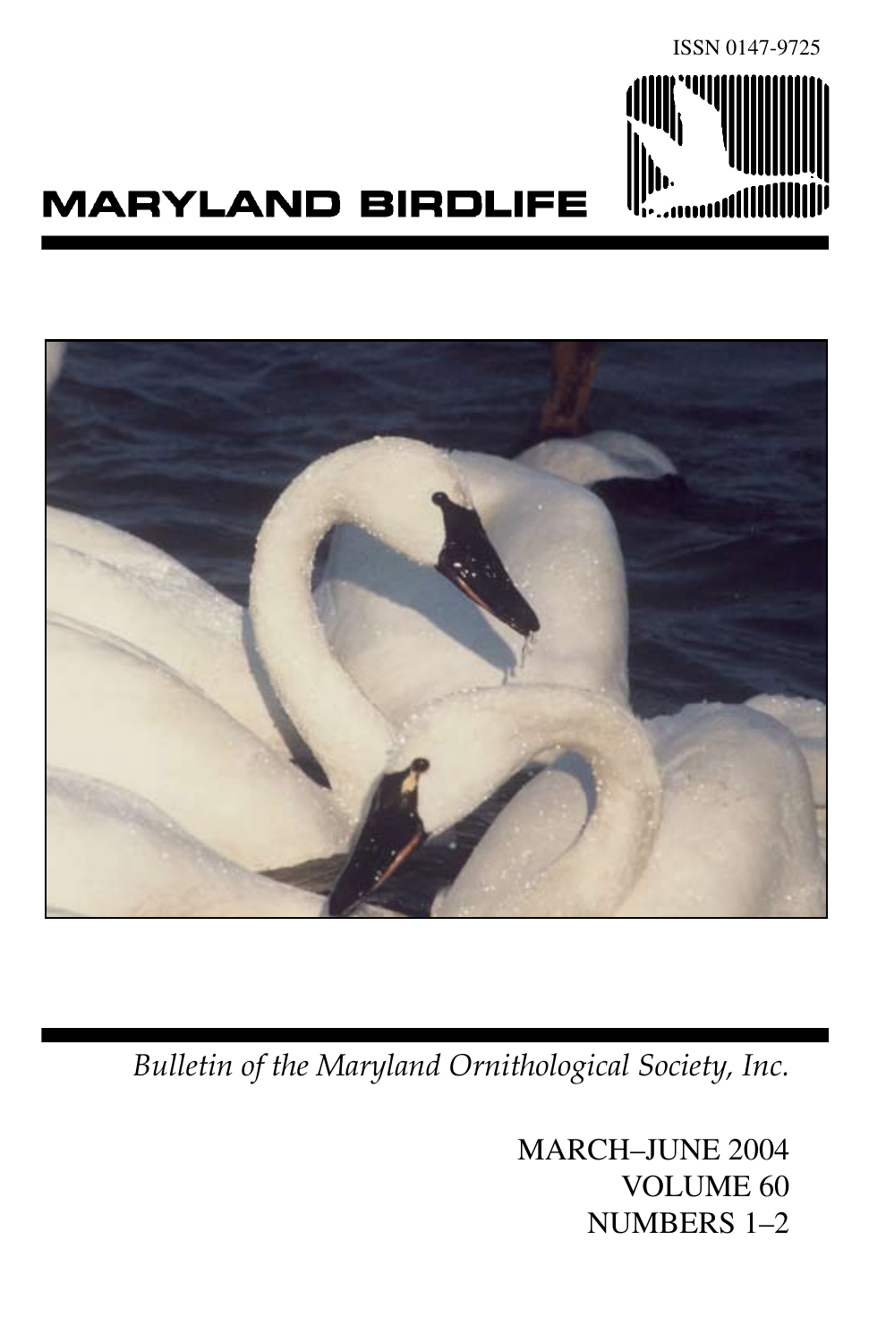ISSN 0147-9725

# MARYLAND BIRDLIFE

*Bulletin of the Maryland Ornithological Society, Inc.*

MARCH–JUNE 2004
VOLUME 60
NUMBERS 1–2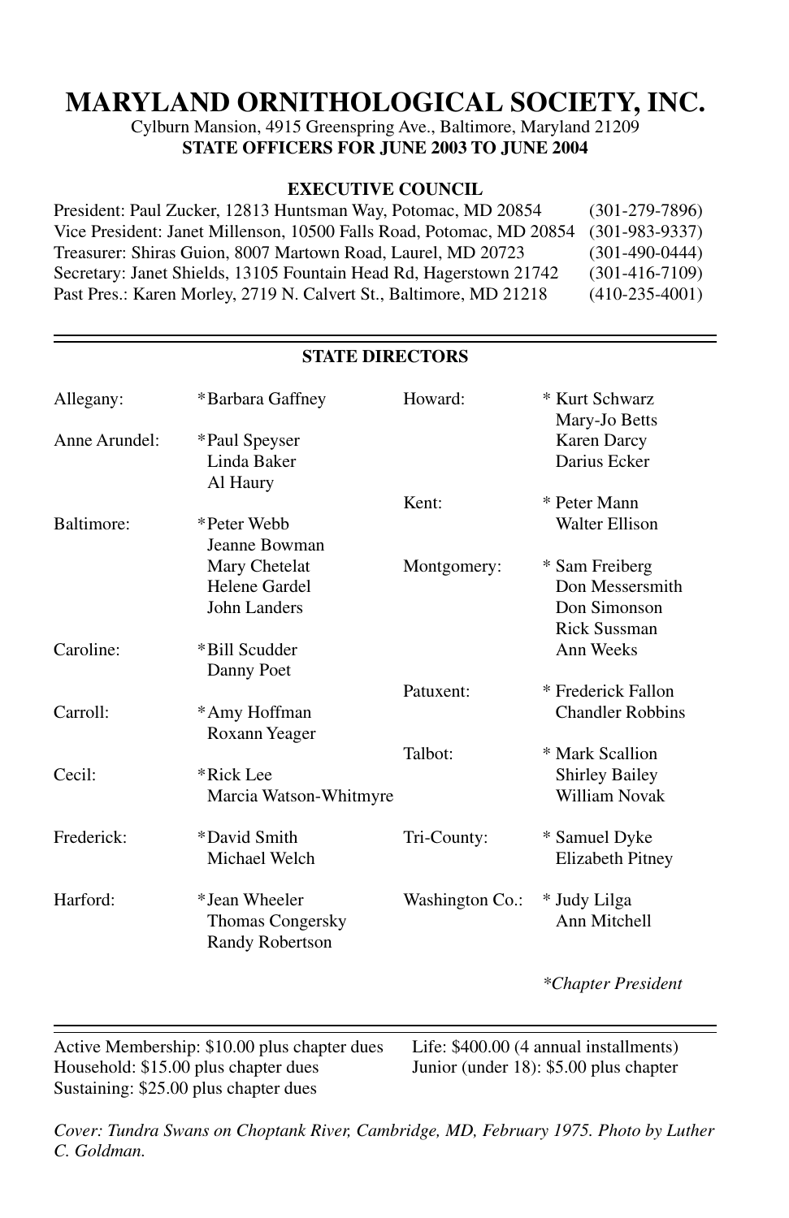# MARYLAND ORNITHOLOGICAL SOCIETY, INC.

Cylburn Mansion, 4915 Greenspring Ave., Baltimore, Maryland 21209

**STATE OFFICERS FOR JUNE 2003 TO JUNE 2004**

## EXECUTIVE COUNCIL

| | |
|---|---|
| President: Paul Zucker, 12813 Huntsman Way, Potomac, MD 20854 | (301-279-7896) |
| Vice President: Janet Millenson, 10500 Falls Road, Potomac, MD 20854 | (301-983-9337) |
| Treasurer: Shiras Guion, 8007 Martown Road, Laurel, MD 20723 | (301-490-0444) |
| Secretary: Janet Shields, 13105 Fountain Head Rd, Hagerstown 21742 | (301-416-7109) |
| Past Pres.: Karen Morley, 2719 N. Calvert St., Baltimore, MD 21218 | (410-235-4001) |

## STATE DIRECTORS

| | |
|---|---|
| Allegany: | *Barbara Gaffney |
| Anne Arundel: | *Paul Speyser, Linda Baker, Al Haury |
| Baltimore: | *Peter Webb, Jeanne Bowman, Mary Chetelat, Helene Gardel, John Landers |
| Caroline: | *Bill Scudder, Danny Poet |
| Carroll: | *Amy Hoffman, Roxann Yeager |
| Cecil: | *Rick Lee, Marcia Watson-Whitmyre |
| Frederick: | *David Smith, Michael Welch |
| Harford: | *Jean Wheeler, Thomas Congersky, Randy Robertson |
| Howard: | * Kurt Schwarz, Mary-Jo Betts, Karen Darcy, Darius Ecker |
| Kent: | * Peter Mann, Walter Ellison |
| Montgomery: | * Sam Freiberg, Don Messersmith, Don Simonson, Rick Sussman, Ann Weeks |
| Patuxent: | * Frederick Fallon, Chandler Robbins |
| Talbot: | * Mark Scallion, Shirley Bailey, William Novak |
| Tri-County: | * Samuel Dyke, Elizabeth Pitney |
| Washington Co.: | * Judy Lilga, Ann Mitchell |

*\*Chapter President*

Active Membership: $10.00 plus chapter dues
Household: $15.00 plus chapter dues
Sustaining: $25.00 plus chapter dues
Life: $400.00 (4 annual installments)
Junior (under 18): $5.00 plus chapter

*Cover: Tundra Swans on Choptank River, Cambridge, MD, February 1975. Photo by Luther C. Goldman.*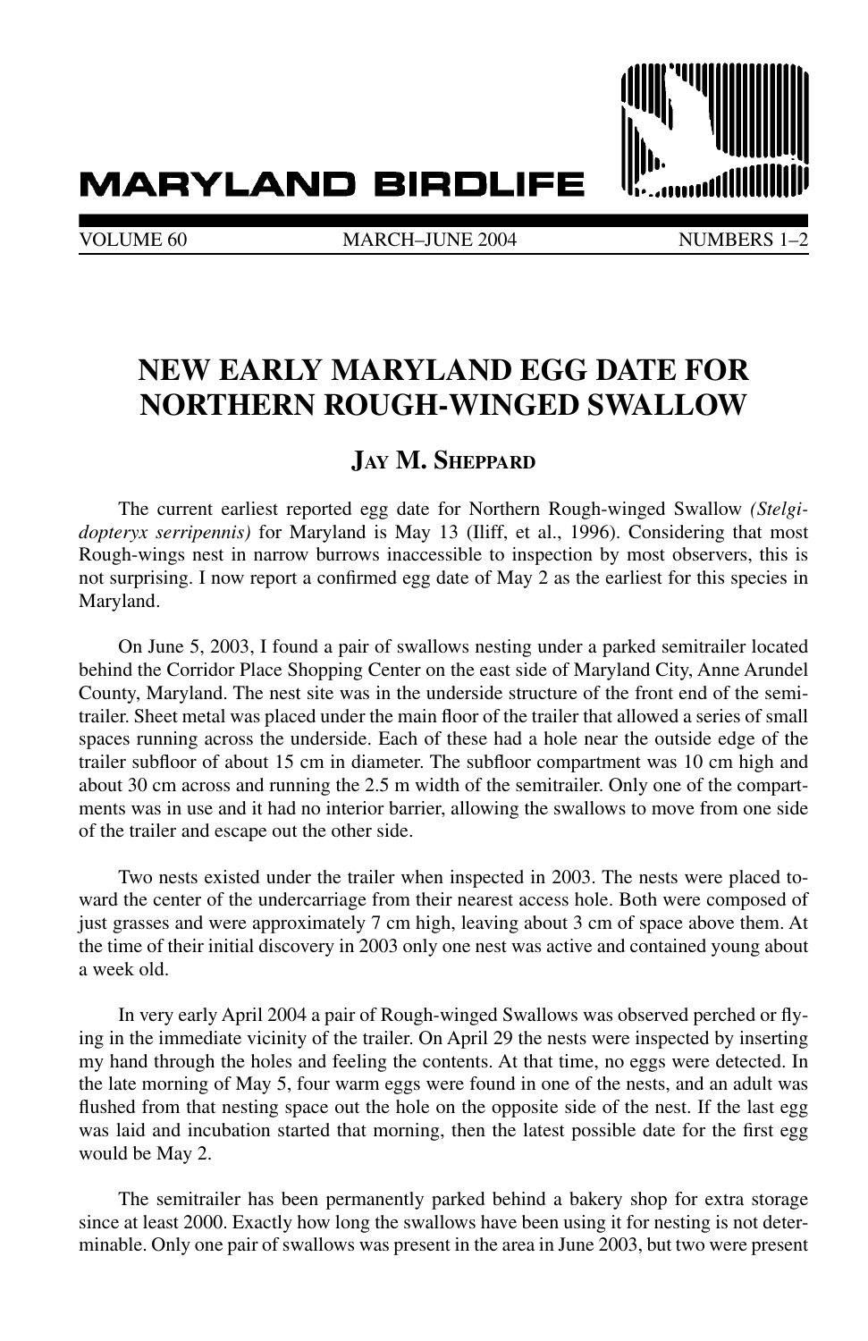# NEW EARLY MARYLAND EGG DATE FOR NORTHERN ROUGH-WINGED SWALLOW

## Jay M. Sheppard

The current earliest reported egg date for Northern Rough-winged Swallow *(Stelgidopteryx serripennis)* for Maryland is May 13 (Iliff, et al., 1996). Considering that most Rough-wings nest in narrow burrows inaccessible to inspection by most observers, this is not surprising. I now report a confirmed egg date of May 2 as the earliest for this species in Maryland.

On June 5, 2003, I found a pair of swallows nesting under a parked semitrailer located behind the Corridor Place Shopping Center on the east side of Maryland City, Anne Arundel County, Maryland. The nest site was in the underside structure of the front end of the semitrailer. Sheet metal was placed under the main floor of the trailer that allowed a series of small spaces running across the underside. Each of these had a hole near the outside edge of the trailer subfloor of about 15 cm in diameter. The subfloor compartment was 10 cm high and about 30 cm across and running the 2.5 m width of the semitrailer. Only one of the compartments was in use and it had no interior barrier, allowing the swallows to move from one side of the trailer and escape out the other side.

Two nests existed under the trailer when inspected in 2003. The nests were placed toward the center of the undercarriage from their nearest access hole. Both were composed of just grasses and were approximately 7 cm high, leaving about 3 cm of space above them. At the time of their initial discovery in 2003 only one nest was active and contained young about a week old.

In very early April 2004 a pair of Rough-winged Swallows was observed perched or flying in the immediate vicinity of the trailer. On April 29 the nests were inspected by inserting my hand through the holes and feeling the contents. At that time, no eggs were detected. In the late morning of May 5, four warm eggs were found in one of the nests, and an adult was flushed from that nesting space out the hole on the opposite side of the nest. If the last egg was laid and incubation started that morning, then the latest possible date for the first egg would be May 2.

The semitrailer has been permanently parked behind a bakery shop for extra storage since at least 2000. Exactly how long the swallows have been using it for nesting is not determinable. Only one pair of swallows was present in the area in June 2003, but two were present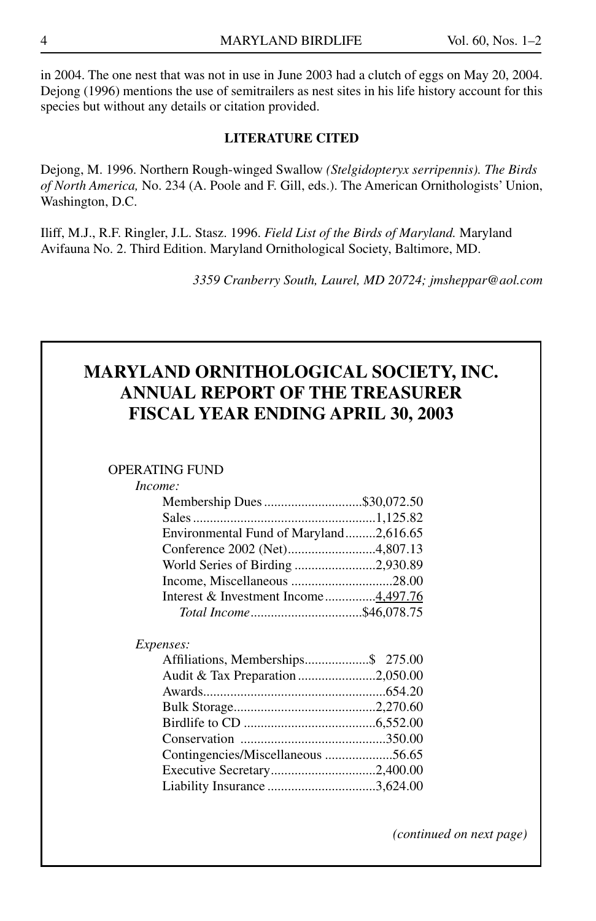in 2004. The one nest that was not in use in June 2003 had a clutch of eggs on May 20, 2004. Dejong (1996) mentions the use of semitrailers as nest sites in his life history account for this species but without any details or citation provided.

### LITERATURE CITED

Dejong, M. 1996. Northern Rough-winged Swallow *(Stelgidopteryx serripennis). The Birds of North America,* No. 234 (A. Poole and F. Gill, eds.). The American Ornithologists' Union, Washington, D.C.

Iliff, M.J., R.F. Ringler, J.L. Stasz. 1996. *Field List of the Birds of Maryland.* Maryland Avifauna No. 2. Third Edition. Maryland Ornithological Society, Baltimore, MD.

*3359 Cranberry South, Laurel, MD 20724; jmsheppar@aol.com*

## MARYLAND ORNITHOLOGICAL SOCIETY, INC.
## ANNUAL REPORT OF THE TREASURER
## FISCAL YEAR ENDING APRIL 30, 2003

OPERATING FUND

*Income:*

| | |
|---|---|
| Membership Dues | $30,072.50 |
| Sales | 1,125.82 |
| Environmental Fund of Maryland | 2,616.65 |
| Conference 2002 (Net) | 4,807.13 |
| World Series of Birding | 2,930.89 |
| Income, Miscellaneous | 28.00 |
| Interest & Investment Income | 4,497.76 |
| *Total Income* | $46,078.75 |

*Expenses:*

| | |
|---|---|
| Affiliations, Memberships | $ 275.00 |
| Audit & Tax Preparation | 2,050.00 |
| Awards | 654.20 |
| Bulk Storage | 2,270.60 |
| Birdlife to CD | 6,552.00 |
| Conservation | 350.00 |
| Contingencies/Miscellaneous | 56.65 |
| Executive Secretary | 2,400.00 |
| Liability Insurance | 3,624.00 |

*(continued on next page)*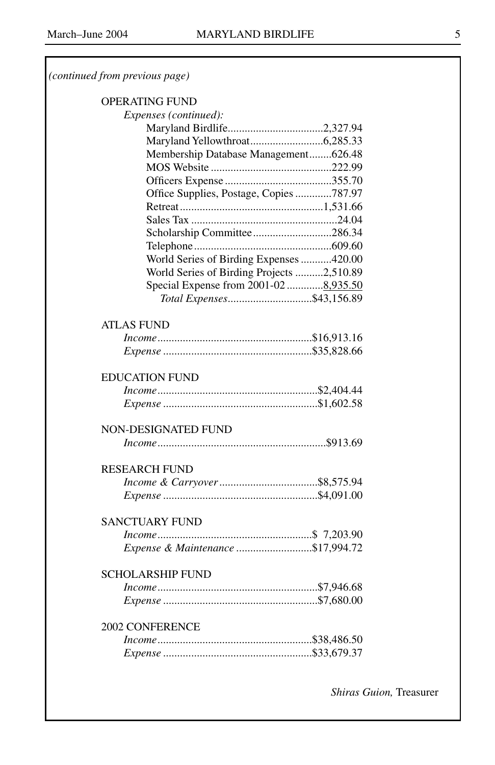*(continued from previous page)*

OPERATING FUND

*Expenses (continued):*

| Item | Amount |
|---|---|
| Maryland Birdlife | 2,327.94 |
| Maryland Yellowthroat | 6,285.33 |
| Membership Database Management | 626.48 |
| MOS Website | 222.99 |
| Officers Expense | 355.70 |
| Office Supplies, Postage, Copies | 787.97 |
| Retreat | 1,531.66 |
| Sales Tax | 24.04 |
| Scholarship Committee | 286.34 |
| Telephone | 609.60 |
| World Series of Birding Expenses | 420.00 |
| World Series of Birding Projects | 2,510.89 |
| Special Expense from 2001-02 | 8,935.50 |
| *Total Expenses* | $43,156.89 |

ATLAS FUND

| Item | Amount |
|---|---|
| *Income* | $16,913.16 |
| *Expense* | $35,828.66 |

EDUCATION FUND

| Item | Amount |
|---|---|
| *Income* | $2,404.44 |
| *Expense* | $1,602.58 |

NON-DESIGNATED FUND

| Item | Amount |
|---|---|
| *Income* | $913.69 |

RESEARCH FUND

| Item | Amount |
|---|---|
| *Income & Carryover* | $8,575.94 |
| *Expense* | $4,091.00 |

SANCTUARY FUND

| Item | Amount |
|---|---|
| *Income* | $ 7,203.90 |
| *Expense & Maintenance* | $17,994.72 |

SCHOLARSHIP FUND

| Item | Amount |
|---|---|
| *Income* | $7,946.68 |
| *Expense* | $7,680.00 |

2002 CONFERENCE

| Item | Amount |
|---|---|
| *Income* | $38,486.50 |
| *Expense* | $33,679.37 |

*Shiras Guion,* Treasurer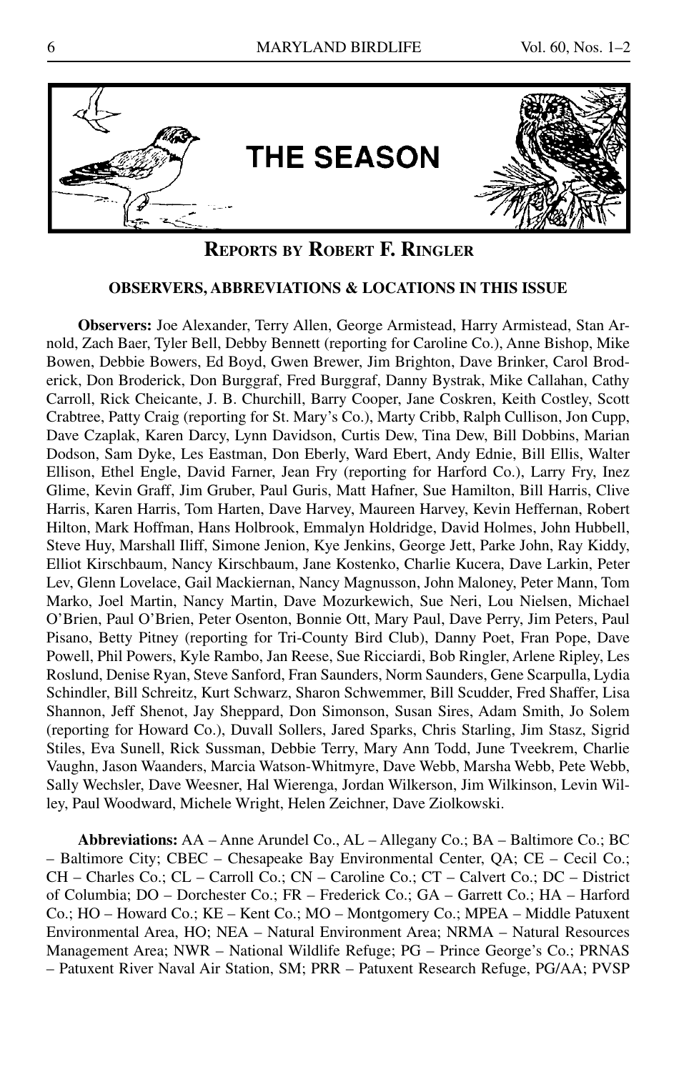# THE SEASON

## REPORTS BY ROBERT F. RINGLER

### OBSERVERS, ABBREVIATIONS & LOCATIONS IN THIS ISSUE

**Observers:** Joe Alexander, Terry Allen, George Armistead, Harry Armistead, Stan Arnold, Zach Baer, Tyler Bell, Debby Bennett (reporting for Caroline Co.), Anne Bishop, Mike Bowen, Debbie Bowers, Ed Boyd, Gwen Brewer, Jim Brighton, Dave Brinker, Carol Broderick, Don Broderick, Don Burggraf, Fred Burggraf, Danny Bystrak, Mike Callahan, Cathy Carroll, Rick Cheicante, J. B. Churchill, Barry Cooper, Jane Coskren, Keith Costley, Scott Crabtree, Patty Craig (reporting for St. Mary's Co.), Marty Cribb, Ralph Cullison, Jon Cupp, Dave Czaplak, Karen Darcy, Lynn Davidson, Curtis Dew, Tina Dew, Bill Dobbins, Marian Dodson, Sam Dyke, Les Eastman, Don Eberly, Ward Ebert, Andy Ednie, Bill Ellis, Walter Ellison, Ethel Engle, David Farner, Jean Fry (reporting for Harford Co.), Larry Fry, Inez Glime, Kevin Graff, Jim Gruber, Paul Guris, Matt Hafner, Sue Hamilton, Bill Harris, Clive Harris, Karen Harris, Tom Harten, Dave Harvey, Maureen Harvey, Kevin Heffernan, Robert Hilton, Mark Hoffman, Hans Holbrook, Emmalyn Holdridge, David Holmes, John Hubbell, Steve Huy, Marshall Iliff, Simone Jenion, Kye Jenkins, George Jett, Parke John, Ray Kiddy, Elliot Kirschbaum, Nancy Kirschbaum, Jane Kostenko, Charlie Kucera, Dave Larkin, Peter Lev, Glenn Lovelace, Gail Mackiernan, Nancy Magnusson, John Maloney, Peter Mann, Tom Marko, Joel Martin, Nancy Martin, Dave Mozurkewich, Sue Neri, Lou Nielsen, Michael O'Brien, Paul O'Brien, Peter Osenton, Bonnie Ott, Mary Paul, Dave Perry, Jim Peters, Paul Pisano, Betty Pitney (reporting for Tri-County Bird Club), Danny Poet, Fran Pope, Dave Powell, Phil Powers, Kyle Rambo, Jan Reese, Sue Ricciardi, Bob Ringler, Arlene Ripley, Les Roslund, Denise Ryan, Steve Sanford, Fran Saunders, Norm Saunders, Gene Scarpulla, Lydia Schindler, Bill Schreitz, Kurt Schwarz, Sharon Schwemmer, Bill Scudder, Fred Shaffer, Lisa Shannon, Jeff Shenot, Jay Sheppard, Don Simonson, Susan Sires, Adam Smith, Jo Solem (reporting for Howard Co.), Duvall Sollers, Jared Sparks, Chris Starling, Jim Stasz, Sigrid Stiles, Eva Sunell, Rick Sussman, Debbie Terry, Mary Ann Todd, June Tveekrem, Charlie Vaughn, Jason Waanders, Marcia Watson-Whitmyre, Dave Webb, Marsha Webb, Pete Webb, Sally Wechsler, Dave Weesner, Hal Wierenga, Jordan Wilkerson, Jim Wilkinson, Levin Willey, Paul Woodward, Michele Wright, Helen Zeichner, Dave Ziolkowski.

**Abbreviations:** AA – Anne Arundel Co., AL – Allegany Co.; BA – Baltimore Co.; BC – Baltimore City; CBEC – Chesapeake Bay Environmental Center, QA; CE – Cecil Co.; CH – Charles Co.; CL – Carroll Co.; CN – Caroline Co.; CT – Calvert Co.; DC – District of Columbia; DO – Dorchester Co.; FR – Frederick Co.; GA – Garrett Co.; HA – Harford Co.; HO – Howard Co.; KE – Kent Co.; MO – Montgomery Co.; MPEA – Middle Patuxent Environmental Area, HO; NEA – Natural Environment Area; NRMA – Natural Resources Management Area; NWR – National Wildlife Refuge; PG – Prince George's Co.; PRNAS – Patuxent River Naval Air Station, SM; PRR – Patuxent Research Refuge, PG/AA; PVSP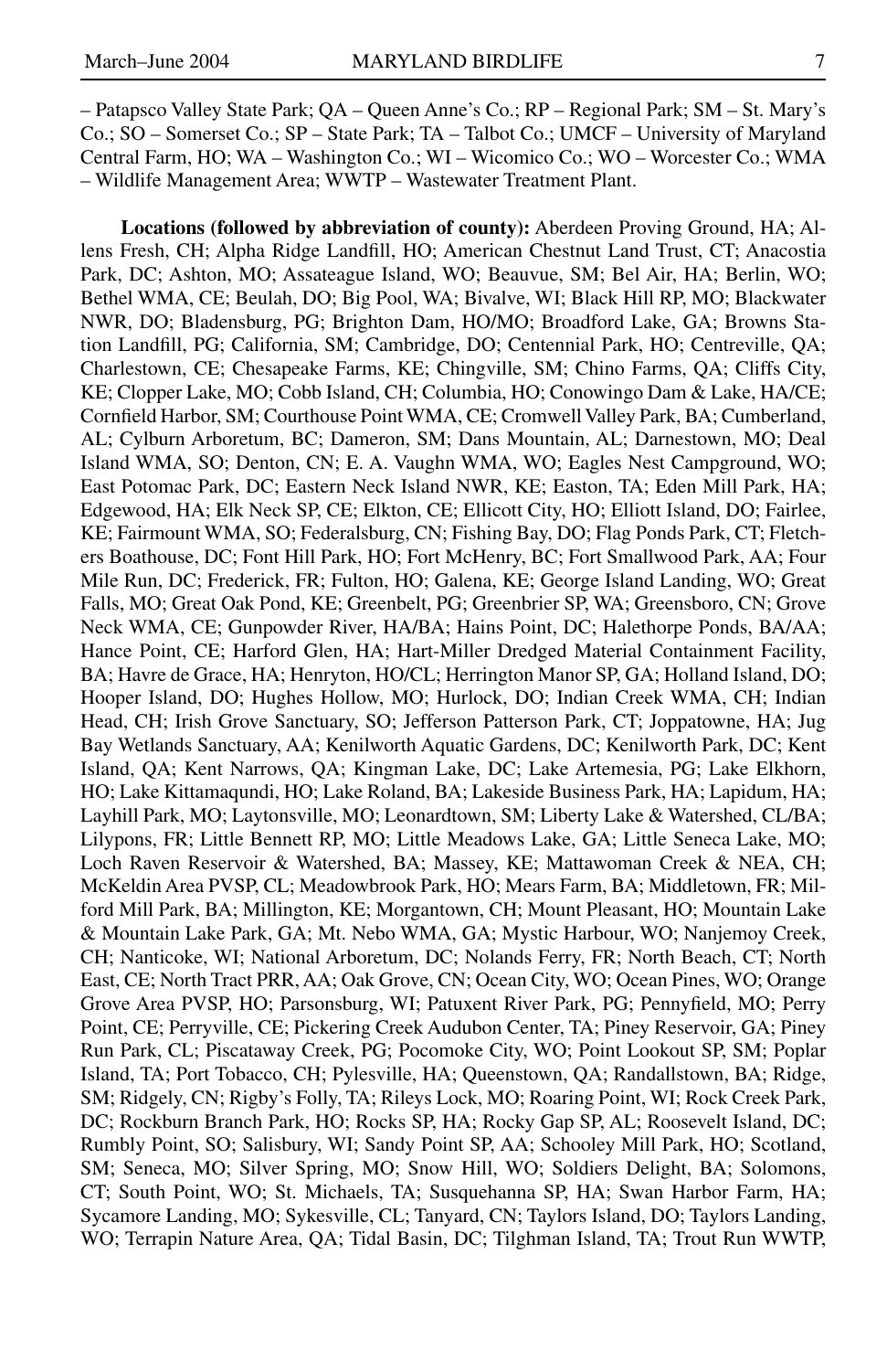– Patapsco Valley State Park; QA – Queen Anne's Co.; RP – Regional Park; SM – St. Mary's Co.; SO – Somerset Co.; SP – State Park; TA – Talbot Co.; UMCF – University of Maryland Central Farm, HO; WA – Washington Co.; WI – Wicomico Co.; WO – Worcester Co.; WMA – Wildlife Management Area; WWTP – Wastewater Treatment Plant.

**Locations (followed by abbreviation of county):** Aberdeen Proving Ground, HA; Allens Fresh, CH; Alpha Ridge Landfill, HO; American Chestnut Land Trust, CT; Anacostia Park, DC; Ashton, MO; Assateague Island, WO; Beauvue, SM; Bel Air, HA; Berlin, WO; Bethel WMA, CE; Beulah, DO; Big Pool, WA; Bivalve, WI; Black Hill RP, MO; Blackwater NWR, DO; Bladensburg, PG; Brighton Dam, HO/MO; Broadford Lake, GA; Browns Station Landfill, PG; California, SM; Cambridge, DO; Centennial Park, HO; Centreville, QA; Charlestown, CE; Chesapeake Farms, KE; Chingville, SM; Chino Farms, QA; Cliffs City, KE; Clopper Lake, MO; Cobb Island, CH; Columbia, HO; Conowingo Dam & Lake, HA/CE; Cornfield Harbor, SM; Courthouse Point WMA, CE; Cromwell Valley Park, BA; Cumberland, AL; Cylburn Arboretum, BC; Dameron, SM; Dans Mountain, AL; Darnestown, MO; Deal Island WMA, SO; Denton, CN; E. A. Vaughn WMA, WO; Eagles Nest Campground, WO; East Potomac Park, DC; Eastern Neck Island NWR, KE; Easton, TA; Eden Mill Park, HA; Edgewood, HA; Elk Neck SP, CE; Elkton, CE; Ellicott City, HO; Elliott Island, DO; Fairlee, KE; Fairmount WMA, SO; Federalsburg, CN; Fishing Bay, DO; Flag Ponds Park, CT; Fletchers Boathouse, DC; Font Hill Park, HO; Fort McHenry, BC; Fort Smallwood Park, AA; Four Mile Run, DC; Frederick, FR; Fulton, HO; Galena, KE; George Island Landing, WO; Great Falls, MO; Great Oak Pond, KE; Greenbelt, PG; Greenbrier SP, WA; Greensboro, CN; Grove Neck WMA, CE; Gunpowder River, HA/BA; Hains Point, DC; Halethorpe Ponds, BA/AA; Hance Point, CE; Harford Glen, HA; Hart-Miller Dredged Material Containment Facility, BA; Havre de Grace, HA; Henryton, HO/CL; Herrington Manor SP, GA; Holland Island, DO; Hooper Island, DO; Hughes Hollow, MO; Hurlock, DO; Indian Creek WMA, CH; Indian Head, CH; Irish Grove Sanctuary, SO; Jefferson Patterson Park, CT; Joppatowne, HA; Jug Bay Wetlands Sanctuary, AA; Kenilworth Aquatic Gardens, DC; Kenilworth Park, DC; Kent Island, QA; Kent Narrows, QA; Kingman Lake, DC; Lake Artemesia, PG; Lake Elkhorn, HO; Lake Kittamaqundi, HO; Lake Roland, BA; Lakeside Business Park, HA; Lapidum, HA; Layhill Park, MO; Laytonsville, MO; Leonardtown, SM; Liberty Lake & Watershed, CL/BA; Lilypons, FR; Little Bennett RP, MO; Little Meadows Lake, GA; Little Seneca Lake, MO; Loch Raven Reservoir & Watershed, BA; Massey, KE; Mattawoman Creek & NEA, CH; McKeldin Area PVSP, CL; Meadowbrook Park, HO; Mears Farm, BA; Middletown, FR; Milford Mill Park, BA; Millington, KE; Morgantown, CH; Mount Pleasant, HO; Mountain Lake & Mountain Lake Park, GA; Mt. Nebo WMA, GA; Mystic Harbour, WO; Nanjemoy Creek, CH; Nanticoke, WI; National Arboretum, DC; Nolands Ferry, FR; North Beach, CT; North East, CE; North Tract PRR, AA; Oak Grove, CN; Ocean City, WO; Ocean Pines, WO; Orange Grove Area PVSP, HO; Parsonsburg, WI; Patuxent River Park, PG; Pennyfield, MO; Perry Point, CE; Perryville, CE; Pickering Creek Audubon Center, TA; Piney Reservoir, GA; Piney Run Park, CL; Piscataway Creek, PG; Pocomoke City, WO; Point Lookout SP, SM; Poplar Island, TA; Port Tobacco, CH; Pylesville, HA; Queenstown, QA; Randallstown, BA; Ridge, SM; Ridgely, CN; Rigby's Folly, TA; Rileys Lock, MO; Roaring Point, WI; Rock Creek Park, DC; Rockburn Branch Park, HO; Rocks SP, HA; Rocky Gap SP, AL; Roosevelt Island, DC; Rumbly Point, SO; Salisbury, WI; Sandy Point SP, AA; Schooley Mill Park, HO; Scotland, SM; Seneca, MO; Silver Spring, MO; Snow Hill, WO; Soldiers Delight, BA; Solomons, CT; South Point, WO; St. Michaels, TA; Susquehanna SP, HA; Swan Harbor Farm, HA; Sycamore Landing, MO; Sykesville, CL; Tanyard, CN; Taylors Island, DO; Taylors Landing, WO; Terrapin Nature Area, QA; Tidal Basin, DC; Tilghman Island, TA; Trout Run WWTP,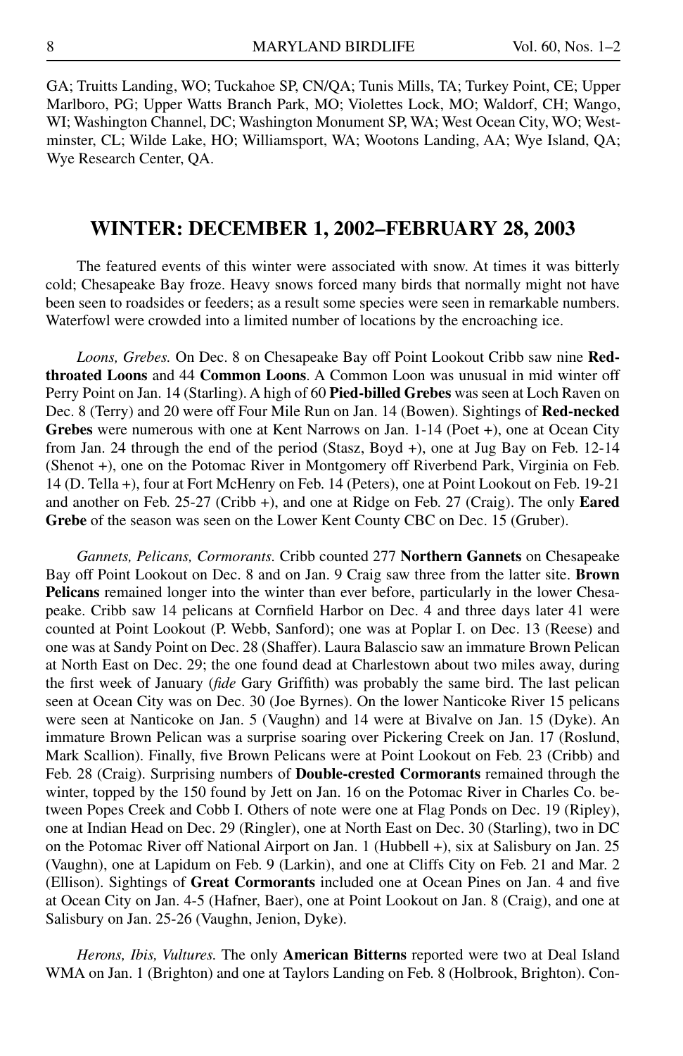GA; Truitts Landing, WO; Tuckahoe SP, CN/QA; Tunis Mills, TA; Turkey Point, CE; Upper Marlboro, PG; Upper Watts Branch Park, MO; Violettes Lock, MO; Waldorf, CH; Wango, WI; Washington Channel, DC; Washington Monument SP, WA; West Ocean City, WO; Westminster, CL; Wilde Lake, HO; Williamsport, WA; Wootons Landing, AA; Wye Island, QA; Wye Research Center, QA.

## WINTER: DECEMBER 1, 2002–FEBRUARY 28, 2003

The featured events of this winter were associated with snow. At times it was bitterly cold; Chesapeake Bay froze. Heavy snows forced many birds that normally might not have been seen to roadsides or feeders; as a result some species were seen in remarkable numbers. Waterfowl were crowded into a limited number of locations by the encroaching ice.

*Loons, Grebes.* On Dec. 8 on Chesapeake Bay off Point Lookout Cribb saw nine **Red-throated Loons** and 44 **Common Loons**. A Common Loon was unusual in mid winter off Perry Point on Jan. 14 (Starling). A high of 60 **Pied-billed Grebes** was seen at Loch Raven on Dec. 8 (Terry) and 20 were off Four Mile Run on Jan. 14 (Bowen). Sightings of **Red-necked Grebes** were numerous with one at Kent Narrows on Jan. 1-14 (Poet +), one at Ocean City from Jan. 24 through the end of the period (Stasz, Boyd +), one at Jug Bay on Feb. 12-14 (Shenot +), one on the Potomac River in Montgomery off Riverbend Park, Virginia on Feb. 14 (D. Tella +), four at Fort McHenry on Feb. 14 (Peters), one at Point Lookout on Feb. 19-21 and another on Feb. 25-27 (Cribb +), and one at Ridge on Feb. 27 (Craig). The only **Eared Grebe** of the season was seen on the Lower Kent County CBC on Dec. 15 (Gruber).

*Gannets, Pelicans, Cormorants.* Cribb counted 277 **Northern Gannets** on Chesapeake Bay off Point Lookout on Dec. 8 and on Jan. 9 Craig saw three from the latter site. **Brown Pelicans** remained longer into the winter than ever before, particularly in the lower Chesapeake. Cribb saw 14 pelicans at Cornfield Harbor on Dec. 4 and three days later 41 were counted at Point Lookout (P. Webb, Sanford); one was at Poplar I. on Dec. 13 (Reese) and one was at Sandy Point on Dec. 28 (Shaffer). Laura Balascio saw an immature Brown Pelican at North East on Dec. 29; the one found dead at Charlestown about two miles away, during the first week of January (*fide* Gary Griffith) was probably the same bird. The last pelican seen at Ocean City was on Dec. 30 (Joe Byrnes). On the lower Nanticoke River 15 pelicans were seen at Nanticoke on Jan. 5 (Vaughn) and 14 were at Bivalve on Jan. 15 (Dyke). An immature Brown Pelican was a surprise soaring over Pickering Creek on Jan. 17 (Roslund, Mark Scallion). Finally, five Brown Pelicans were at Point Lookout on Feb. 23 (Cribb) and Feb. 28 (Craig). Surprising numbers of **Double-crested Cormorants** remained through the winter, topped by the 150 found by Jett on Jan. 16 on the Potomac River in Charles Co. between Popes Creek and Cobb I. Others of note were one at Flag Ponds on Dec. 19 (Ripley), one at Indian Head on Dec. 29 (Ringler), one at North East on Dec. 30 (Starling), two in DC on the Potomac River off National Airport on Jan. 1 (Hubbell +), six at Salisbury on Jan. 25 (Vaughn), one at Lapidum on Feb. 9 (Larkin), and one at Cliffs City on Feb. 21 and Mar. 2 (Ellison). Sightings of **Great Cormorants** included one at Ocean Pines on Jan. 4 and five at Ocean City on Jan. 4-5 (Hafner, Baer), one at Point Lookout on Jan. 8 (Craig), and one at Salisbury on Jan. 25-26 (Vaughn, Jenion, Dyke).

*Herons, Ibis, Vultures.* The only **American Bitterns** reported were two at Deal Island WMA on Jan. 1 (Brighton) and one at Taylors Landing on Feb. 8 (Holbrook, Brighton). Con-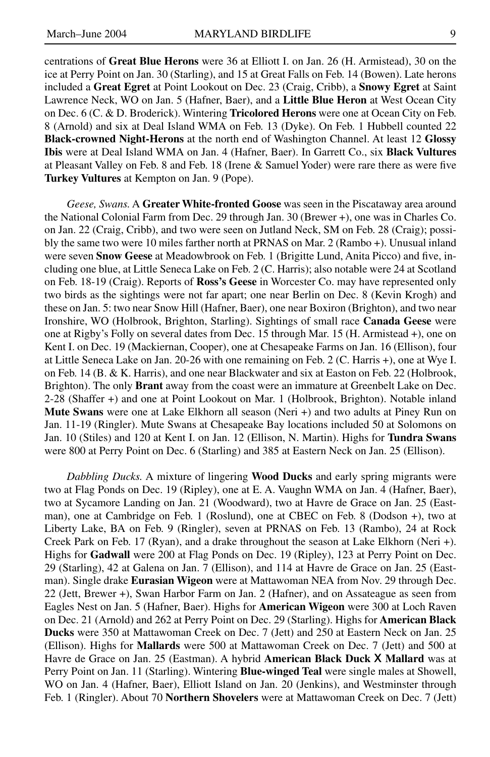centrations of **Great Blue Herons** were 36 at Elliott I. on Jan. 26 (H. Armistead), 30 on the ice at Perry Point on Jan. 30 (Starling), and 15 at Great Falls on Feb. 14 (Bowen). Late herons included a **Great Egret** at Point Lookout on Dec. 23 (Craig, Cribb), a **Snowy Egret** at Saint Lawrence Neck, WO on Jan. 5 (Hafner, Baer), and a **Little Blue Heron** at West Ocean City on Dec. 6 (C. & D. Broderick). Wintering **Tricolored Herons** were one at Ocean City on Feb. 8 (Arnold) and six at Deal Island WMA on Feb. 13 (Dyke). On Feb. 1 Hubbell counted 22 **Black-crowned Night-Herons** at the north end of Washington Channel. At least 12 **Glossy Ibis** were at Deal Island WMA on Jan. 4 (Hafner, Baer). In Garrett Co., six **Black Vultures** at Pleasant Valley on Feb. 8 and Feb. 18 (Irene & Samuel Yoder) were rare there as were five **Turkey Vultures** at Kempton on Jan. 9 (Pope).

*Geese, Swans.* A **Greater White-fronted Goose** was seen in the Piscataway area around the National Colonial Farm from Dec. 29 through Jan. 30 (Brewer +), one was in Charles Co. on Jan. 22 (Craig, Cribb), and two were seen on Jutland Neck, SM on Feb. 28 (Craig); possibly the same two were 10 miles farther north at PRNAS on Mar. 2 (Rambo +). Unusual inland were seven **Snow Geese** at Meadowbrook on Feb. 1 (Brigitte Lund, Anita Picco) and five, including one blue, at Little Seneca Lake on Feb. 2 (C. Harris); also notable were 24 at Scotland on Feb. 18-19 (Craig). Reports of **Ross's Geese** in Worcester Co. may have represented only two birds as the sightings were not far apart; one near Berlin on Dec. 8 (Kevin Krogh) and these on Jan. 5: two near Snow Hill (Hafner, Baer), one near Boxiron (Brighton), and two near Ironshire, WO (Holbrook, Brighton, Starling). Sightings of small race **Canada Geese** were one at Rigby's Folly on several dates from Dec. 15 through Mar. 15 (H. Armistead +), one on Kent I. on Dec. 19 (Mackiernan, Cooper), one at Chesapeake Farms on Jan. 16 (Ellison), four at Little Seneca Lake on Jan. 20-26 with one remaining on Feb. 2 (C. Harris +), one at Wye I. on Feb. 14 (B. & K. Harris), and one near Blackwater and six at Easton on Feb. 22 (Holbrook, Brighton). The only **Brant** away from the coast were an immature at Greenbelt Lake on Dec. 2-28 (Shaffer +) and one at Point Lookout on Mar. 1 (Holbrook, Brighton). Notable inland **Mute Swans** were one at Lake Elkhorn all season (Neri +) and two adults at Piney Run on Jan. 11-19 (Ringler). Mute Swans at Chesapeake Bay locations included 50 at Solomons on Jan. 10 (Stiles) and 120 at Kent I. on Jan. 12 (Ellison, N. Martin). Highs for **Tundra Swans** were 800 at Perry Point on Dec. 6 (Starling) and 385 at Eastern Neck on Jan. 25 (Ellison).

*Dabbling Ducks.* A mixture of lingering **Wood Ducks** and early spring migrants were two at Flag Ponds on Dec. 19 (Ripley), one at E. A. Vaughn WMA on Jan. 4 (Hafner, Baer), two at Sycamore Landing on Jan. 21 (Woodward), two at Havre de Grace on Jan. 25 (Eastman), one at Cambridge on Feb. 1 (Roslund), one at CBEC on Feb. 8 (Dodson +), two at Liberty Lake, BA on Feb. 9 (Ringler), seven at PRNAS on Feb. 13 (Rambo), 24 at Rock Creek Park on Feb. 17 (Ryan), and a drake throughout the season at Lake Elkhorn (Neri +). Highs for **Gadwall** were 200 at Flag Ponds on Dec. 19 (Ripley), 123 at Perry Point on Dec. 29 (Starling), 42 at Galena on Jan. 7 (Ellison), and 114 at Havre de Grace on Jan. 25 (Eastman). Single drake **Eurasian Wigeon** were at Mattawoman NEA from Nov. 29 through Dec. 22 (Jett, Brewer +), Swan Harbor Farm on Jan. 2 (Hafner), and on Assateague as seen from Eagles Nest on Jan. 5 (Hafner, Baer). Highs for **American Wigeon** were 300 at Loch Raven on Dec. 21 (Arnold) and 262 at Perry Point on Dec. 29 (Starling). Highs for **American Black Ducks** were 350 at Mattawoman Creek on Dec. 7 (Jett) and 250 at Eastern Neck on Jan. 25 (Ellison). Highs for **Mallards** were 500 at Mattawoman Creek on Dec. 7 (Jett) and 500 at Havre de Grace on Jan. 25 (Eastman). A hybrid **American Black Duck X Mallard** was at Perry Point on Jan. 11 (Starling). Wintering **Blue-winged Teal** were single males at Showell, WO on Jan. 4 (Hafner, Baer), Elliott Island on Jan. 20 (Jenkins), and Westminster through Feb. 1 (Ringler). About 70 **Northern Shovelers** were at Mattawoman Creek on Dec. 7 (Jett)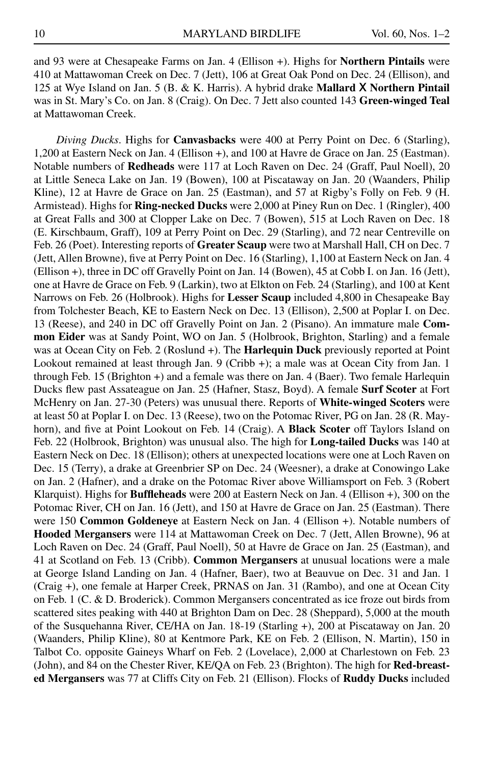and 93 were at Chesapeake Farms on Jan. 4 (Ellison +). Highs for **Northern Pintails** were 410 at Mattawoman Creek on Dec. 7 (Jett), 106 at Great Oak Pond on Dec. 24 (Ellison), and 125 at Wye Island on Jan. 5 (B. & K. Harris). A hybrid drake **Mallard X Northern Pintail** was in St. Mary's Co. on Jan. 8 (Craig). On Dec. 7 Jett also counted 143 **Green-winged Teal** at Mattawoman Creek.

*Diving Ducks*. Highs for **Canvasbacks** were 400 at Perry Point on Dec. 6 (Starling), 1,200 at Eastern Neck on Jan. 4 (Ellison +), and 100 at Havre de Grace on Jan. 25 (Eastman). Notable numbers of **Redheads** were 117 at Loch Raven on Dec. 24 (Graff, Paul Noell), 20 at Little Seneca Lake on Jan. 19 (Bowen), 100 at Piscataway on Jan. 20 (Waanders, Philip Kline), 12 at Havre de Grace on Jan. 25 (Eastman), and 57 at Rigby's Folly on Feb. 9 (H. Armistead). Highs for **Ring-necked Ducks** were 2,000 at Piney Run on Dec. 1 (Ringler), 400 at Great Falls and 300 at Clopper Lake on Dec. 7 (Bowen), 515 at Loch Raven on Dec. 18 (E. Kirschbaum, Graff), 109 at Perry Point on Dec. 29 (Starling), and 72 near Centreville on Feb. 26 (Poet). Interesting reports of **Greater Scaup** were two at Marshall Hall, CH on Dec. 7 (Jett, Allen Browne), five at Perry Point on Dec. 16 (Starling), 1,100 at Eastern Neck on Jan. 4 (Ellison +), three in DC off Gravelly Point on Jan. 14 (Bowen), 45 at Cobb I. on Jan. 16 (Jett), one at Havre de Grace on Feb. 9 (Larkin), two at Elkton on Feb. 24 (Starling), and 100 at Kent Narrows on Feb. 26 (Holbrook). Highs for **Lesser Scaup** included 4,800 in Chesapeake Bay from Tolchester Beach, KE to Eastern Neck on Dec. 13 (Ellison), 2,500 at Poplar I. on Dec. 13 (Reese), and 240 in DC off Gravelly Point on Jan. 2 (Pisano). An immature male **Common Eider** was at Sandy Point, WO on Jan. 5 (Holbrook, Brighton, Starling) and a female was at Ocean City on Feb. 2 (Roslund +). The **Harlequin Duck** previously reported at Point Lookout remained at least through Jan. 9 (Cribb +); a male was at Ocean City from Jan. 1 through Feb. 15 (Brighton +) and a female was there on Jan. 4 (Baer). Two female Harlequin Ducks flew past Assateague on Jan. 25 (Hafner, Stasz, Boyd). A female **Surf Scoter** at Fort McHenry on Jan. 27-30 (Peters) was unusual there. Reports of **White-winged Scoters** were at least 50 at Poplar I. on Dec. 13 (Reese), two on the Potomac River, PG on Jan. 28 (R. Mayhorn), and five at Point Lookout on Feb. 14 (Craig). A **Black Scoter** off Taylors Island on Feb. 22 (Holbrook, Brighton) was unusual also. The high for **Long-tailed Ducks** was 140 at Eastern Neck on Dec. 18 (Ellison); others at unexpected locations were one at Loch Raven on Dec. 15 (Terry), a drake at Greenbrier SP on Dec. 24 (Weesner), a drake at Conowingo Lake on Jan. 2 (Hafner), and a drake on the Potomac River above Williamsport on Feb. 3 (Robert Klarquist). Highs for **Buffleheads** were 200 at Eastern Neck on Jan. 4 (Ellison +), 300 on the Potomac River, CH on Jan. 16 (Jett), and 150 at Havre de Grace on Jan. 25 (Eastman). There were 150 **Common Goldeneye** at Eastern Neck on Jan. 4 (Ellison +). Notable numbers of **Hooded Mergansers** were 114 at Mattawoman Creek on Dec. 7 (Jett, Allen Browne), 96 at Loch Raven on Dec. 24 (Graff, Paul Noell), 50 at Havre de Grace on Jan. 25 (Eastman), and 41 at Scotland on Feb. 13 (Cribb). **Common Mergansers** at unusual locations were a male at George Island Landing on Jan. 4 (Hafner, Baer), two at Beauvue on Dec. 31 and Jan. 1 (Craig +), one female at Harper Creek, PRNAS on Jan. 31 (Rambo), and one at Ocean City on Feb. 1 (C. & D. Broderick). Common Mergansers concentrated as ice froze out birds from scattered sites peaking with 440 at Brighton Dam on Dec. 28 (Sheppard), 5,000 at the mouth of the Susquehanna River, CE/HA on Jan. 18-19 (Starling +), 200 at Piscataway on Jan. 20 (Waanders, Philip Kline), 80 at Kentmore Park, KE on Feb. 2 (Ellison, N. Martin), 150 in Talbot Co. opposite Gaineys Wharf on Feb. 2 (Lovelace), 2,000 at Charlestown on Feb. 23 (John), and 84 on the Chester River, KE/QA on Feb. 23 (Brighton). The high for **Red-breasted Mergansers** was 77 at Cliffs City on Feb. 21 (Ellison). Flocks of **Ruddy Ducks** included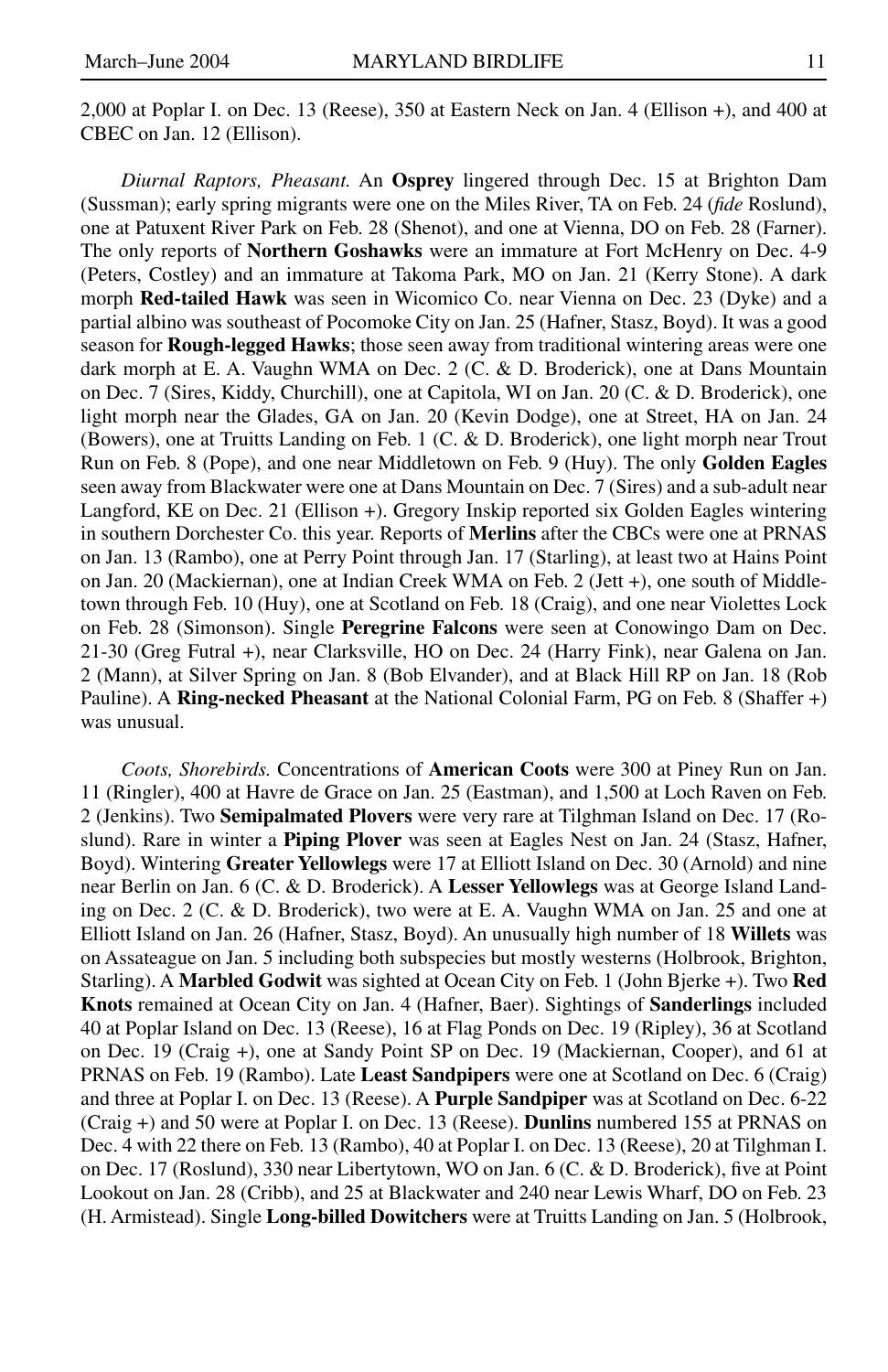2,000 at Poplar I. on Dec. 13 (Reese), 350 at Eastern Neck on Jan. 4 (Ellison +), and 400 at CBEC on Jan. 12 (Ellison).

*Diurnal Raptors, Pheasant.* An **Osprey** lingered through Dec. 15 at Brighton Dam (Sussman); early spring migrants were one on the Miles River, TA on Feb. 24 (*fide* Roslund), one at Patuxent River Park on Feb. 28 (Shenot), and one at Vienna, DO on Feb. 28 (Farner). The only reports of **Northern Goshawks** were an immature at Fort McHenry on Dec. 4-9 (Peters, Costley) and an immature at Takoma Park, MO on Jan. 21 (Kerry Stone). A dark morph **Red-tailed Hawk** was seen in Wicomico Co. near Vienna on Dec. 23 (Dyke) and a partial albino was southeast of Pocomoke City on Jan. 25 (Hafner, Stasz, Boyd). It was a good season for **Rough-legged Hawks**; those seen away from traditional wintering areas were one dark morph at E. A. Vaughn WMA on Dec. 2 (C. & D. Broderick), one at Dans Mountain on Dec. 7 (Sires, Kiddy, Churchill), one at Capitola, WI on Jan. 20 (C. & D. Broderick), one light morph near the Glades, GA on Jan. 20 (Kevin Dodge), one at Street, HA on Jan. 24 (Bowers), one at Truitts Landing on Feb. 1 (C. & D. Broderick), one light morph near Trout Run on Feb. 8 (Pope), and one near Middletown on Feb. 9 (Huy). The only **Golden Eagles** seen away from Blackwater were one at Dans Mountain on Dec. 7 (Sires) and a sub-adult near Langford, KE on Dec. 21 (Ellison +). Gregory Inskip reported six Golden Eagles wintering in southern Dorchester Co. this year. Reports of **Merlins** after the CBCs were one at PRNAS on Jan. 13 (Rambo), one at Perry Point through Jan. 17 (Starling), at least two at Hains Point on Jan. 20 (Mackiernan), one at Indian Creek WMA on Feb. 2 (Jett +), one south of Middletown through Feb. 10 (Huy), one at Scotland on Feb. 18 (Craig), and one near Violettes Lock on Feb. 28 (Simonson). Single **Peregrine Falcons** were seen at Conowingo Dam on Dec. 21-30 (Greg Futral +), near Clarksville, HO on Dec. 24 (Harry Fink), near Galena on Jan. 2 (Mann), at Silver Spring on Jan. 8 (Bob Elvander), and at Black Hill RP on Jan. 18 (Rob Pauline). A **Ring-necked Pheasant** at the National Colonial Farm, PG on Feb. 8 (Shaffer +) was unusual.

*Coots, Shorebirds.* Concentrations of **American Coots** were 300 at Piney Run on Jan. 11 (Ringler), 400 at Havre de Grace on Jan. 25 (Eastman), and 1,500 at Loch Raven on Feb. 2 (Jenkins). Two **Semipalmated Plovers** were very rare at Tilghman Island on Dec. 17 (Roslund). Rare in winter a **Piping Plover** was seen at Eagles Nest on Jan. 24 (Stasz, Hafner, Boyd). Wintering **Greater Yellowlegs** were 17 at Elliott Island on Dec. 30 (Arnold) and nine near Berlin on Jan. 6 (C. & D. Broderick). A **Lesser Yellowlegs** was at George Island Landing on Dec. 2 (C. & D. Broderick), two were at E. A. Vaughn WMA on Jan. 25 and one at Elliott Island on Jan. 26 (Hafner, Stasz, Boyd). An unusually high number of 18 **Willets** was on Assateague on Jan. 5 including both subspecies but mostly westerns (Holbrook, Brighton, Starling). A **Marbled Godwit** was sighted at Ocean City on Feb. 1 (John Bjerke +). Two **Red Knots** remained at Ocean City on Jan. 4 (Hafner, Baer). Sightings of **Sanderlings** included 40 at Poplar Island on Dec. 13 (Reese), 16 at Flag Ponds on Dec. 19 (Ripley), 36 at Scotland on Dec. 19 (Craig +), one at Sandy Point SP on Dec. 19 (Mackiernan, Cooper), and 61 at PRNAS on Feb. 19 (Rambo). Late **Least Sandpipers** were one at Scotland on Dec. 6 (Craig) and three at Poplar I. on Dec. 13 (Reese). A **Purple Sandpiper** was at Scotland on Dec. 6-22 (Craig +) and 50 were at Poplar I. on Dec. 13 (Reese). **Dunlins** numbered 155 at PRNAS on Dec. 4 with 22 there on Feb. 13 (Rambo), 40 at Poplar I. on Dec. 13 (Reese), 20 at Tilghman I. on Dec. 17 (Roslund), 330 near Libertytown, WO on Jan. 6 (C. & D. Broderick), five at Point Lookout on Jan. 28 (Cribb), and 25 at Blackwater and 240 near Lewis Wharf, DO on Feb. 23 (H. Armistead). Single **Long-billed Dowitchers** were at Truitts Landing on Jan. 5 (Holbrook,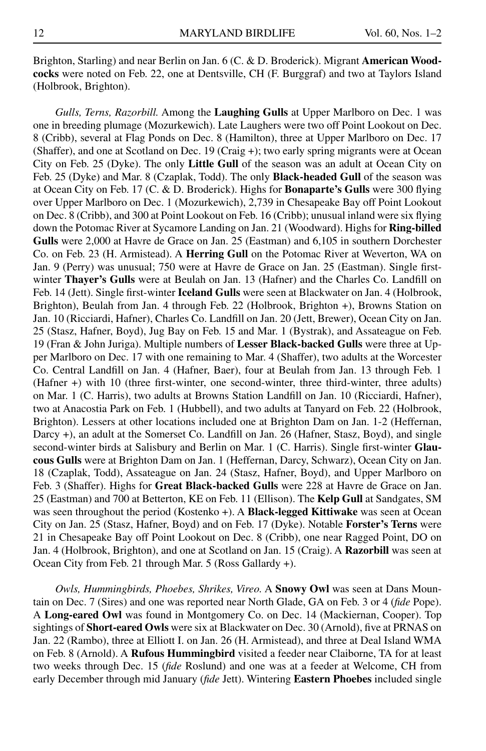Brighton, Starling) and near Berlin on Jan. 6 (C. & D. Broderick). Migrant **American Woodcocks** were noted on Feb. 22, one at Dentsville, CH (F. Burggraf) and two at Taylors Island (Holbrook, Brighton).

*Gulls, Terns, Razorbill.* Among the **Laughing Gulls** at Upper Marlboro on Dec. 1 was one in breeding plumage (Mozurkewich). Late Laughers were two off Point Lookout on Dec. 8 (Cribb), several at Flag Ponds on Dec. 8 (Hamilton), three at Upper Marlboro on Dec. 17 (Shaffer), and one at Scotland on Dec. 19 (Craig +); two early spring migrants were at Ocean City on Feb. 25 (Dyke). The only **Little Gull** of the season was an adult at Ocean City on Feb. 25 (Dyke) and Mar. 8 (Czaplak, Todd). The only **Black-headed Gull** of the season was at Ocean City on Feb. 17 (C. & D. Broderick). Highs for **Bonaparte's Gulls** were 300 flying over Upper Marlboro on Dec. 1 (Mozurkewich), 2,739 in Chesapeake Bay off Point Lookout on Dec. 8 (Cribb), and 300 at Point Lookout on Feb. 16 (Cribb); unusual inland were six flying down the Potomac River at Sycamore Landing on Jan. 21 (Woodward). Highs for **Ring-billed Gulls** were 2,000 at Havre de Grace on Jan. 25 (Eastman) and 6,105 in southern Dorchester Co. on Feb. 23 (H. Armistead). A **Herring Gull** on the Potomac River at Weverton, WA on Jan. 9 (Perry) was unusual; 750 were at Havre de Grace on Jan. 25 (Eastman). Single first-winter **Thayer's Gulls** were at Beulah on Jan. 13 (Hafner) and the Charles Co. Landfill on Feb. 14 (Jett). Single first-winter **Iceland Gulls** were seen at Blackwater on Jan. 4 (Holbrook, Brighton), Beulah from Jan. 4 through Feb. 22 (Holbrook, Brighton +), Browns Station on Jan. 10 (Ricciardi, Hafner), Charles Co. Landfill on Jan. 20 (Jett, Brewer), Ocean City on Jan. 25 (Stasz, Hafner, Boyd), Jug Bay on Feb. 15 and Mar. 1 (Bystrak), and Assateague on Feb. 19 (Fran & John Juriga). Multiple numbers of **Lesser Black-backed Gulls** were three at Upper Marlboro on Dec. 17 with one remaining to Mar. 4 (Shaffer), two adults at the Worcester Co. Central Landfill on Jan. 4 (Hafner, Baer), four at Beulah from Jan. 13 through Feb. 1 (Hafner +) with 10 (three first-winter, one second-winter, three third-winter, three adults) on Mar. 1 (C. Harris), two adults at Browns Station Landfill on Jan. 10 (Ricciardi, Hafner), two at Anacostia Park on Feb. 1 (Hubbell), and two adults at Tanyard on Feb. 22 (Holbrook, Brighton). Lessers at other locations included one at Brighton Dam on Jan. 1-2 (Heffernan, Darcy +), an adult at the Somerset Co. Landfill on Jan. 26 (Hafner, Stasz, Boyd), and single second-winter birds at Salisbury and Berlin on Mar. 1 (C. Harris). Single first-winter **Glaucous Gulls** were at Brighton Dam on Jan. 1 (Heffernan, Darcy, Schwarz), Ocean City on Jan. 18 (Czaplak, Todd), Assateague on Jan. 24 (Stasz, Hafner, Boyd), and Upper Marlboro on Feb. 3 (Shaffer). Highs for **Great Black-backed Gulls** were 228 at Havre de Grace on Jan. 25 (Eastman) and 700 at Betterton, KE on Feb. 11 (Ellison). The **Kelp Gull** at Sandgates, SM was seen throughout the period (Kostenko +). A **Black-legged Kittiwake** was seen at Ocean City on Jan. 25 (Stasz, Hafner, Boyd) and on Feb. 17 (Dyke). Notable **Forster's Terns** were 21 in Chesapeake Bay off Point Lookout on Dec. 8 (Cribb), one near Ragged Point, DO on Jan. 4 (Holbrook, Brighton), and one at Scotland on Jan. 15 (Craig). A **Razorbill** was seen at Ocean City from Feb. 21 through Mar. 5 (Ross Gallardy +).

*Owls, Hummingbirds, Phoebes, Shrikes, Vireo.* A **Snowy Owl** was seen at Dans Mountain on Dec. 7 (Sires) and one was reported near North Glade, GA on Feb. 3 or 4 (*fide* Pope). A **Long-eared Owl** was found in Montgomery Co. on Dec. 14 (Mackiernan, Cooper). Top sightings of **Short-eared Owls** were six at Blackwater on Dec. 30 (Arnold), five at PRNAS on Jan. 22 (Rambo), three at Elliott I. on Jan. 26 (H. Armistead), and three at Deal Island WMA on Feb. 8 (Arnold). A **Rufous Hummingbird** visited a feeder near Claiborne, TA for at least two weeks through Dec. 15 (*fide* Roslund) and one was at a feeder at Welcome, CH from early December through mid January (*fide* Jett). Wintering **Eastern Phoebes** included single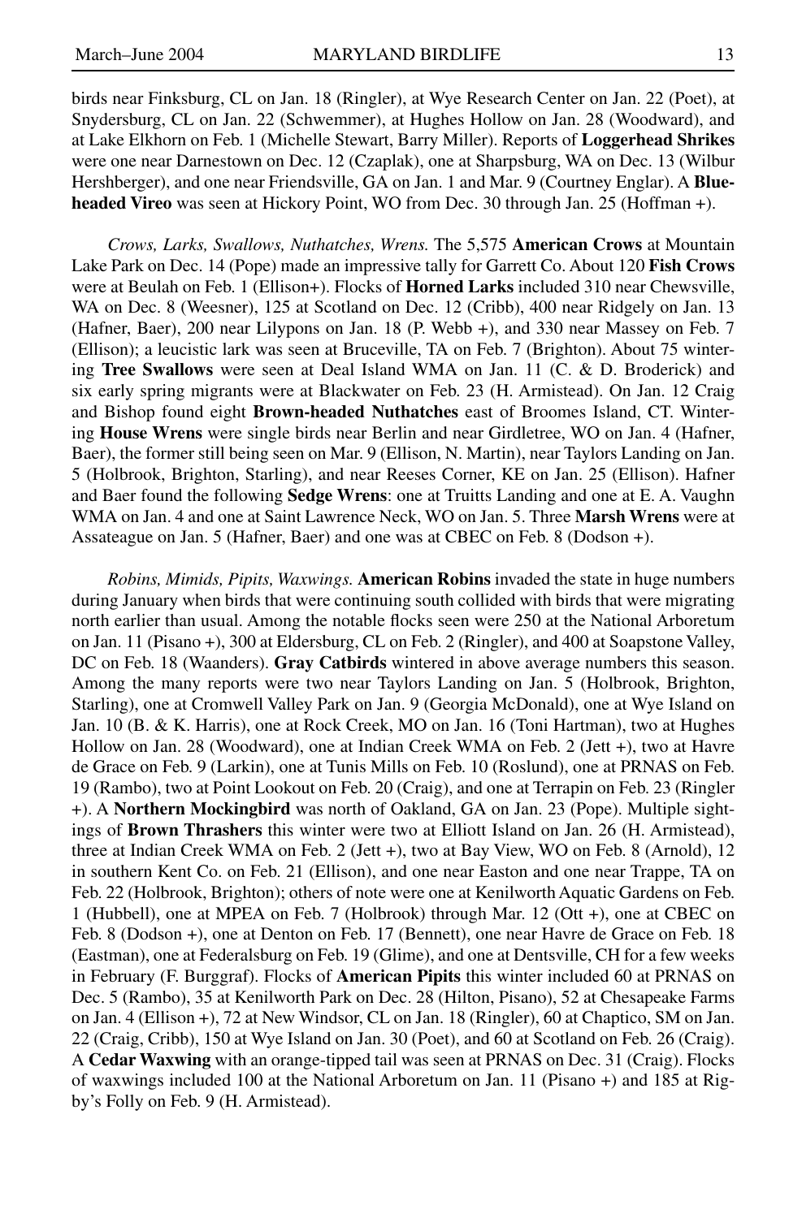birds near Finksburg, CL on Jan. 18 (Ringler), at Wye Research Center on Jan. 22 (Poet), at Snydersburg, CL on Jan. 22 (Schwemmer), at Hughes Hollow on Jan. 28 (Woodward), and at Lake Elkhorn on Feb. 1 (Michelle Stewart, Barry Miller). Reports of **Loggerhead Shrikes** were one near Darnestown on Dec. 12 (Czaplak), one at Sharpsburg, WA on Dec. 13 (Wilbur Hershberger), and one near Friendsville, GA on Jan. 1 and Mar. 9 (Courtney Englar). A **Blue-headed Vireo** was seen at Hickory Point, WO from Dec. 30 through Jan. 25 (Hoffman +).

*Crows, Larks, Swallows, Nuthatches, Wrens.* The 5,575 **American Crows** at Mountain Lake Park on Dec. 14 (Pope) made an impressive tally for Garrett Co. About 120 **Fish Crows** were at Beulah on Feb. 1 (Ellison+). Flocks of **Horned Larks** included 310 near Chewsville, WA on Dec. 8 (Weesner), 125 at Scotland on Dec. 12 (Cribb), 400 near Ridgely on Jan. 13 (Hafner, Baer), 200 near Lilypons on Jan. 18 (P. Webb +), and 330 near Massey on Feb. 7 (Ellison); a leucistic lark was seen at Bruceville, TA on Feb. 7 (Brighton). About 75 wintering **Tree Swallows** were seen at Deal Island WMA on Jan. 11 (C. & D. Broderick) and six early spring migrants were at Blackwater on Feb. 23 (H. Armistead). On Jan. 12 Craig and Bishop found eight **Brown-headed Nuthatches** east of Broomes Island, CT. Wintering **House Wrens** were single birds near Berlin and near Girdletree, WO on Jan. 4 (Hafner, Baer), the former still being seen on Mar. 9 (Ellison, N. Martin), near Taylors Landing on Jan. 5 (Holbrook, Brighton, Starling), and near Reeses Corner, KE on Jan. 25 (Ellison). Hafner and Baer found the following **Sedge Wrens**: one at Truitts Landing and one at E. A. Vaughn WMA on Jan. 4 and one at Saint Lawrence Neck, WO on Jan. 5. Three **Marsh Wrens** were at Assateague on Jan. 5 (Hafner, Baer) and one was at CBEC on Feb. 8 (Dodson +).

*Robins, Mimids, Pipits, Waxwings.* **American Robins** invaded the state in huge numbers during January when birds that were continuing south collided with birds that were migrating north earlier than usual. Among the notable flocks seen were 250 at the National Arboretum on Jan. 11 (Pisano +), 300 at Eldersburg, CL on Feb. 2 (Ringler), and 400 at Soapstone Valley, DC on Feb. 18 (Waanders). **Gray Catbirds** wintered in above average numbers this season. Among the many reports were two near Taylors Landing on Jan. 5 (Holbrook, Brighton, Starling), one at Cromwell Valley Park on Jan. 9 (Georgia McDonald), one at Wye Island on Jan. 10 (B. & K. Harris), one at Rock Creek, MO on Jan. 16 (Toni Hartman), two at Hughes Hollow on Jan. 28 (Woodward), one at Indian Creek WMA on Feb. 2 (Jett +), two at Havre de Grace on Feb. 9 (Larkin), one at Tunis Mills on Feb. 10 (Roslund), one at PRNAS on Feb. 19 (Rambo), two at Point Lookout on Feb. 20 (Craig), and one at Terrapin on Feb. 23 (Ringler +). A **Northern Mockingbird** was north of Oakland, GA on Jan. 23 (Pope). Multiple sightings of **Brown Thrashers** this winter were two at Elliott Island on Jan. 26 (H. Armistead), three at Indian Creek WMA on Feb. 2 (Jett +), two at Bay View, WO on Feb. 8 (Arnold), 12 in southern Kent Co. on Feb. 21 (Ellison), and one near Easton and one near Trappe, TA on Feb. 22 (Holbrook, Brighton); others of note were one at Kenilworth Aquatic Gardens on Feb. 1 (Hubbell), one at MPEA on Feb. 7 (Holbrook) through Mar. 12 (Ott +), one at CBEC on Feb. 8 (Dodson +), one at Denton on Feb. 17 (Bennett), one near Havre de Grace on Feb. 18 (Eastman), one at Federalsburg on Feb. 19 (Glime), and one at Dentsville, CH for a few weeks in February (F. Burggraf). Flocks of **American Pipits** this winter included 60 at PRNAS on Dec. 5 (Rambo), 35 at Kenilworth Park on Dec. 28 (Hilton, Pisano), 52 at Chesapeake Farms on Jan. 4 (Ellison +), 72 at New Windsor, CL on Jan. 18 (Ringler), 60 at Chaptico, SM on Jan. 22 (Craig, Cribb), 150 at Wye Island on Jan. 30 (Poet), and 60 at Scotland on Feb. 26 (Craig). A **Cedar Waxwing** with an orange-tipped tail was seen at PRNAS on Dec. 31 (Craig). Flocks of waxwings included 100 at the National Arboretum on Jan. 11 (Pisano +) and 185 at Rigby's Folly on Feb. 9 (H. Armistead).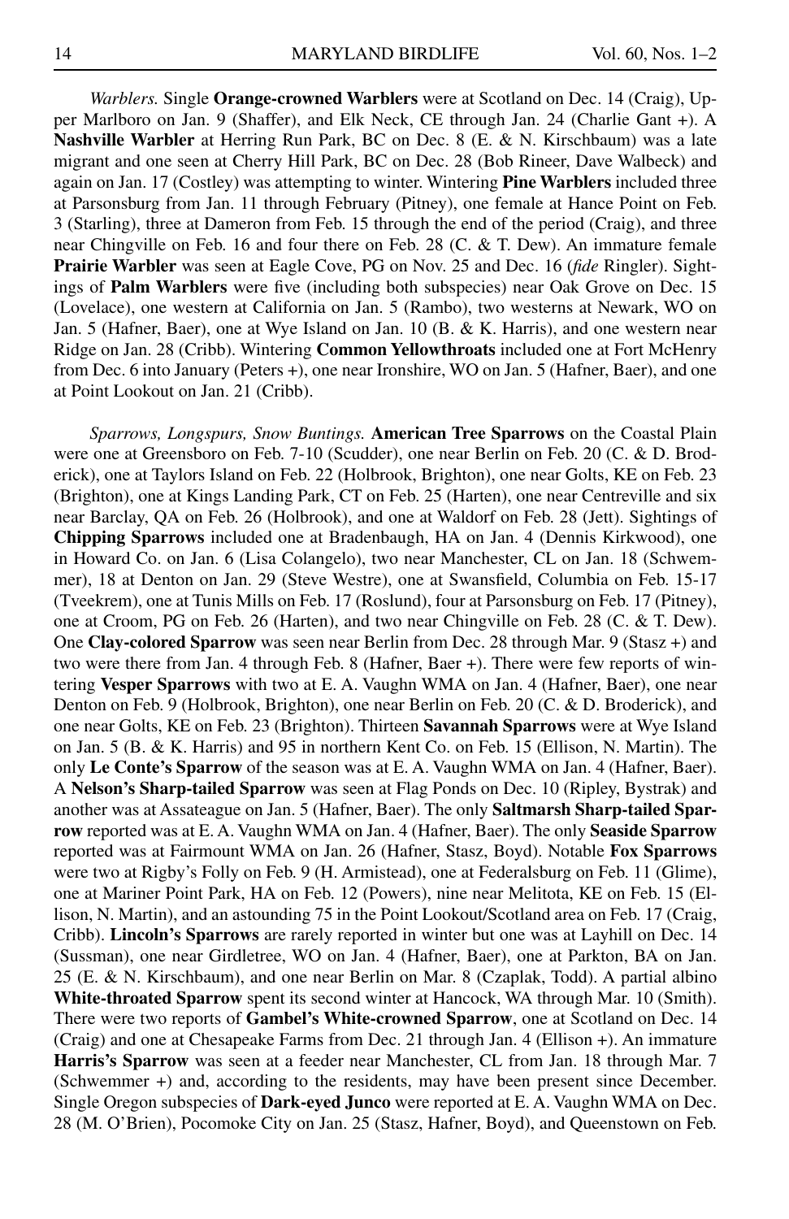*Warblers.* Single **Orange-crowned Warblers** were at Scotland on Dec. 14 (Craig), Upper Marlboro on Jan. 9 (Shaffer), and Elk Neck, CE through Jan. 24 (Charlie Gant +). A **Nashville Warbler** at Herring Run Park, BC on Dec. 8 (E. & N. Kirschbaum) was a late migrant and one seen at Cherry Hill Park, BC on Dec. 28 (Bob Rineer, Dave Walbeck) and again on Jan. 17 (Costley) was attempting to winter. Wintering **Pine Warblers** included three at Parsonsburg from Jan. 11 through February (Pitney), one female at Hance Point on Feb. 3 (Starling), three at Dameron from Feb. 15 through the end of the period (Craig), and three near Chingville on Feb. 16 and four there on Feb. 28 (C. & T. Dew). An immature female **Prairie Warbler** was seen at Eagle Cove, PG on Nov. 25 and Dec. 16 (*fide* Ringler). Sightings of **Palm Warblers** were five (including both subspecies) near Oak Grove on Dec. 15 (Lovelace), one western at California on Jan. 5 (Rambo), two westerns at Newark, WO on Jan. 5 (Hafner, Baer), one at Wye Island on Jan. 10 (B. & K. Harris), and one western near Ridge on Jan. 28 (Cribb). Wintering **Common Yellowthroats** included one at Fort McHenry from Dec. 6 into January (Peters +), one near Ironshire, WO on Jan. 5 (Hafner, Baer), and one at Point Lookout on Jan. 21 (Cribb).

*Sparrows, Longspurs, Snow Buntings.* **American Tree Sparrows** on the Coastal Plain were one at Greensboro on Feb. 7-10 (Scudder), one near Berlin on Feb. 20 (C. & D. Broderick), one at Taylors Island on Feb. 22 (Holbrook, Brighton), one near Golts, KE on Feb. 23 (Brighton), one at Kings Landing Park, CT on Feb. 25 (Harten), one near Centreville and six near Barclay, QA on Feb. 26 (Holbrook), and one at Waldorf on Feb. 28 (Jett). Sightings of **Chipping Sparrows** included one at Bradenbaugh, HA on Jan. 4 (Dennis Kirkwood), one in Howard Co. on Jan. 6 (Lisa Colangelo), two near Manchester, CL on Jan. 18 (Schwemmer), 18 at Denton on Jan. 29 (Steve Westre), one at Swansfield, Columbia on Feb. 15-17 (Tveekrem), one at Tunis Mills on Feb. 17 (Roslund), four at Parsonsburg on Feb. 17 (Pitney), one at Croom, PG on Feb. 26 (Harten), and two near Chingville on Feb. 28 (C. & T. Dew). One **Clay-colored Sparrow** was seen near Berlin from Dec. 28 through Mar. 9 (Stasz +) and two were there from Jan. 4 through Feb. 8 (Hafner, Baer +). There were few reports of wintering **Vesper Sparrows** with two at E. A. Vaughn WMA on Jan. 4 (Hafner, Baer), one near Denton on Feb. 9 (Holbrook, Brighton), one near Berlin on Feb. 20 (C. & D. Broderick), and one near Golts, KE on Feb. 23 (Brighton). Thirteen **Savannah Sparrows** were at Wye Island on Jan. 5 (B. & K. Harris) and 95 in northern Kent Co. on Feb. 15 (Ellison, N. Martin). The only **Le Conte's Sparrow** of the season was at E. A. Vaughn WMA on Jan. 4 (Hafner, Baer). A **Nelson's Sharp-tailed Sparrow** was seen at Flag Ponds on Dec. 10 (Ripley, Bystrak) and another was at Assateague on Jan. 5 (Hafner, Baer). The only **Saltmarsh Sharp-tailed Sparrow** reported was at E. A. Vaughn WMA on Jan. 4 (Hafner, Baer). The only **Seaside Sparrow** reported was at Fairmount WMA on Jan. 26 (Hafner, Stasz, Boyd). Notable **Fox Sparrows** were two at Rigby's Folly on Feb. 9 (H. Armistead), one at Federalsburg on Feb. 11 (Glime), one at Mariner Point Park, HA on Feb. 12 (Powers), nine near Melitota, KE on Feb. 15 (Ellison, N. Martin), and an astounding 75 in the Point Lookout/Scotland area on Feb. 17 (Craig, Cribb). **Lincoln's Sparrows** are rarely reported in winter but one was at Layhill on Dec. 14 (Sussman), one near Girdletree, WO on Jan. 4 (Hafner, Baer), one at Parkton, BA on Jan. 25 (E. & N. Kirschbaum), and one near Berlin on Mar. 8 (Czaplak, Todd). A partial albino **White-throated Sparrow** spent its second winter at Hancock, WA through Mar. 10 (Smith). There were two reports of **Gambel's White-crowned Sparrow**, one at Scotland on Dec. 14 (Craig) and one at Chesapeake Farms from Dec. 21 through Jan. 4 (Ellison +). An immature **Harris's Sparrow** was seen at a feeder near Manchester, CL from Jan. 18 through Mar. 7 (Schwemmer +) and, according to the residents, may have been present since December. Single Oregon subspecies of **Dark-eyed Junco** were reported at E. A. Vaughn WMA on Dec. 28 (M. O'Brien), Pocomoke City on Jan. 25 (Stasz, Hafner, Boyd), and Queenstown on Feb.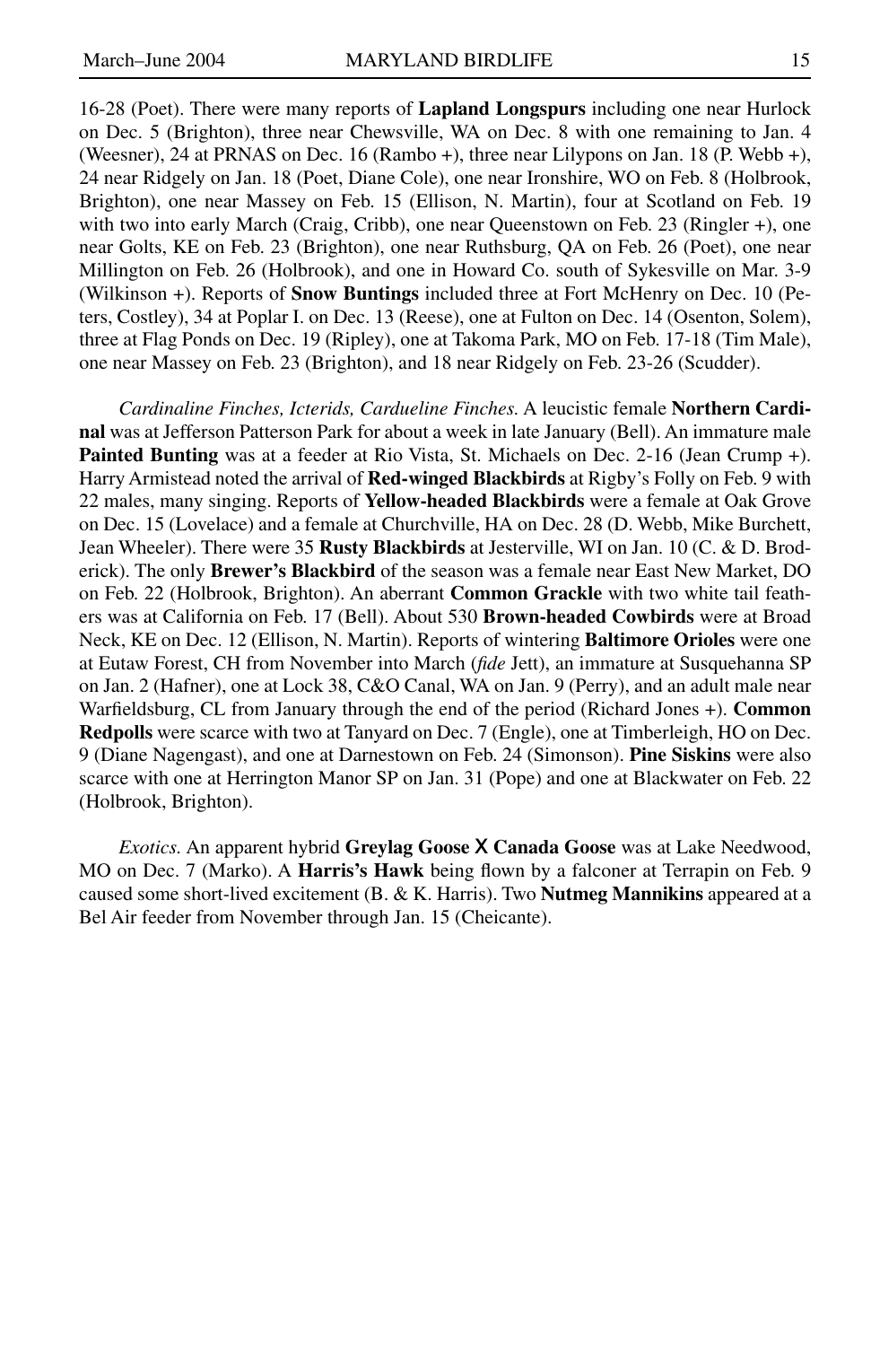16-28 (Poet). There were many reports of **Lapland Longspurs** including one near Hurlock on Dec. 5 (Brighton), three near Chewsville, WA on Dec. 8 with one remaining to Jan. 4 (Weesner), 24 at PRNAS on Dec. 16 (Rambo +), three near Lilypons on Jan. 18 (P. Webb +), 24 near Ridgely on Jan. 18 (Poet, Diane Cole), one near Ironshire, WO on Feb. 8 (Holbrook, Brighton), one near Massey on Feb. 15 (Ellison, N. Martin), four at Scotland on Feb. 19 with two into early March (Craig, Cribb), one near Queenstown on Feb. 23 (Ringler +), one near Golts, KE on Feb. 23 (Brighton), one near Ruthsburg, QA on Feb. 26 (Poet), one near Millington on Feb. 26 (Holbrook), and one in Howard Co. south of Sykesville on Mar. 3-9 (Wilkinson +). Reports of **Snow Buntings** included three at Fort McHenry on Dec. 10 (Peters, Costley), 34 at Poplar I. on Dec. 13 (Reese), one at Fulton on Dec. 14 (Osenton, Solem), three at Flag Ponds on Dec. 19 (Ripley), one at Takoma Park, MO on Feb. 17-18 (Tim Male), one near Massey on Feb. 23 (Brighton), and 18 near Ridgely on Feb. 23-26 (Scudder).

*Cardinaline Finches, Icterids, Cardueline Finches.* A leucistic female **Northern Cardinal** was at Jefferson Patterson Park for about a week in late January (Bell). An immature male **Painted Bunting** was at a feeder at Rio Vista, St. Michaels on Dec. 2-16 (Jean Crump +). Harry Armistead noted the arrival of **Red-winged Blackbirds** at Rigby's Folly on Feb. 9 with 22 males, many singing. Reports of **Yellow-headed Blackbirds** were a female at Oak Grove on Dec. 15 (Lovelace) and a female at Churchville, HA on Dec. 28 (D. Webb, Mike Burchett, Jean Wheeler). There were 35 **Rusty Blackbirds** at Jesterville, WI on Jan. 10 (C. & D. Broderick). The only **Brewer's Blackbird** of the season was a female near East New Market, DO on Feb. 22 (Holbrook, Brighton). An aberrant **Common Grackle** with two white tail feathers was at California on Feb. 17 (Bell). About 530 **Brown-headed Cowbirds** were at Broad Neck, KE on Dec. 12 (Ellison, N. Martin). Reports of wintering **Baltimore Orioles** were one at Eutaw Forest, CH from November into March (*fide* Jett), an immature at Susquehanna SP on Jan. 2 (Hafner), one at Lock 38, C&O Canal, WA on Jan. 9 (Perry), and an adult male near Warfieldsburg, CL from January through the end of the period (Richard Jones +). **Common Redpolls** were scarce with two at Tanyard on Dec. 7 (Engle), one at Timberleigh, HO on Dec. 9 (Diane Nagengast), and one at Darnestown on Feb. 24 (Simonson). **Pine Siskins** were also scarce with one at Herrington Manor SP on Jan. 31 (Pope) and one at Blackwater on Feb. 22 (Holbrook, Brighton).

*Exotics.* An apparent hybrid **Greylag Goose X Canada Goose** was at Lake Needwood, MO on Dec. 7 (Marko). A **Harris's Hawk** being flown by a falconer at Terrapin on Feb. 9 caused some short-lived excitement (B. & K. Harris). Two **Nutmeg Mannikins** appeared at a Bel Air feeder from November through Jan. 15 (Cheicante).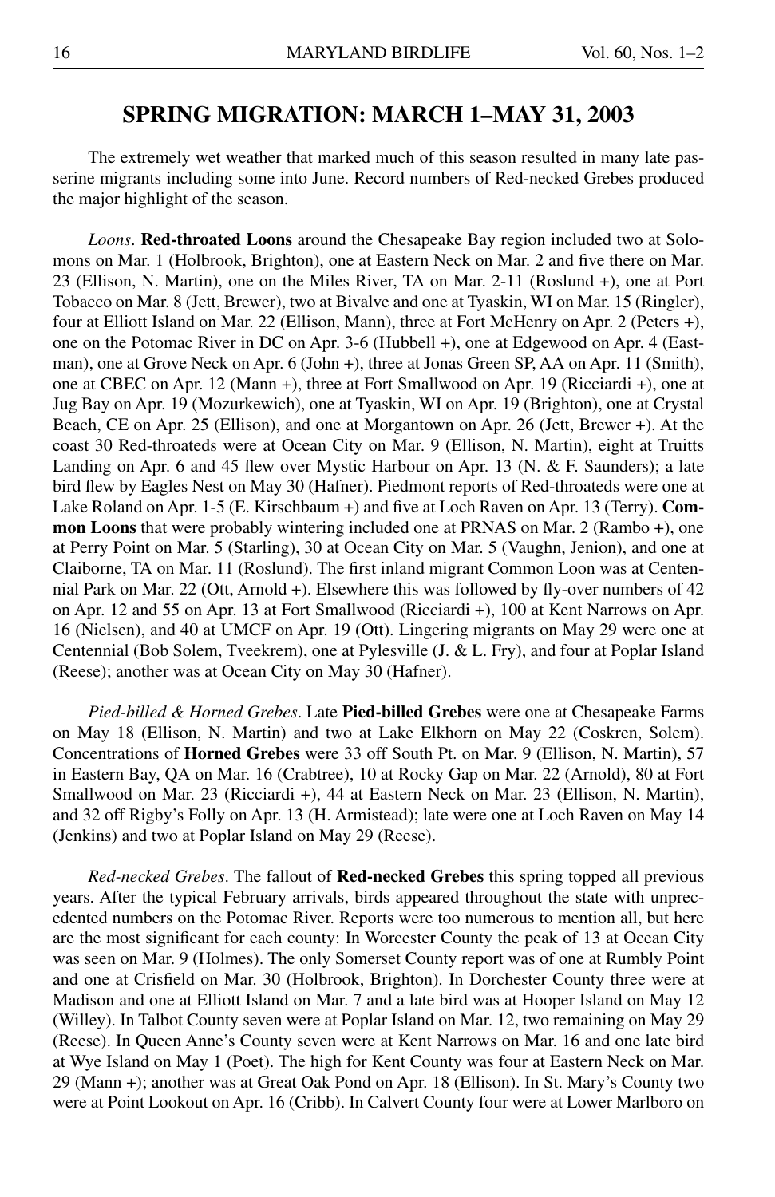## SPRING MIGRATION: MARCH 1–MAY 31, 2003

The extremely wet weather that marked much of this season resulted in many late passerine migrants including some into June. Record numbers of Red-necked Grebes produced the major highlight of the season.

*Loons*. **Red-throated Loons** around the Chesapeake Bay region included two at Solomons on Mar. 1 (Holbrook, Brighton), one at Eastern Neck on Mar. 2 and five there on Mar. 23 (Ellison, N. Martin), one on the Miles River, TA on Mar. 2-11 (Roslund +), one at Port Tobacco on Mar. 8 (Jett, Brewer), two at Bivalve and one at Tyaskin, WI on Mar. 15 (Ringler), four at Elliott Island on Mar. 22 (Ellison, Mann), three at Fort McHenry on Apr. 2 (Peters +), one on the Potomac River in DC on Apr. 3-6 (Hubbell +), one at Edgewood on Apr. 4 (Eastman), one at Grove Neck on Apr. 6 (John +), three at Jonas Green SP, AA on Apr. 11 (Smith), one at CBEC on Apr. 12 (Mann +), three at Fort Smallwood on Apr. 19 (Ricciardi +), one at Jug Bay on Apr. 19 (Mozurkewich), one at Tyaskin, WI on Apr. 19 (Brighton), one at Crystal Beach, CE on Apr. 25 (Ellison), and one at Morgantown on Apr. 26 (Jett, Brewer +). At the coast 30 Red-throateds were at Ocean City on Mar. 9 (Ellison, N. Martin), eight at Truitts Landing on Apr. 6 and 45 flew over Mystic Harbour on Apr. 13 (N. & F. Saunders); a late bird flew by Eagles Nest on May 30 (Hafner). Piedmont reports of Red-throateds were one at Lake Roland on Apr. 1-5 (E. Kirschbaum +) and five at Loch Raven on Apr. 13 (Terry). **Common Loons** that were probably wintering included one at PRNAS on Mar. 2 (Rambo +), one at Perry Point on Mar. 5 (Starling), 30 at Ocean City on Mar. 5 (Vaughn, Jenion), and one at Claiborne, TA on Mar. 11 (Roslund). The first inland migrant Common Loon was at Centennial Park on Mar. 22 (Ott, Arnold +). Elsewhere this was followed by fly-over numbers of 42 on Apr. 12 and 55 on Apr. 13 at Fort Smallwood (Ricciardi +), 100 at Kent Narrows on Apr. 16 (Nielsen), and 40 at UMCF on Apr. 19 (Ott). Lingering migrants on May 29 were one at Centennial (Bob Solem, Tveekrem), one at Pylesville (J. & L. Fry), and four at Poplar Island (Reese); another was at Ocean City on May 30 (Hafner).

*Pied-billed & Horned Grebes*. Late **Pied-billed Grebes** were one at Chesapeake Farms on May 18 (Ellison, N. Martin) and two at Lake Elkhorn on May 22 (Coskren, Solem). Concentrations of **Horned Grebes** were 33 off South Pt. on Mar. 9 (Ellison, N. Martin), 57 in Eastern Bay, QA on Mar. 16 (Crabtree), 10 at Rocky Gap on Mar. 22 (Arnold), 80 at Fort Smallwood on Mar. 23 (Ricciardi +), 44 at Eastern Neck on Mar. 23 (Ellison, N. Martin), and 32 off Rigby's Folly on Apr. 13 (H. Armistead); late were one at Loch Raven on May 14 (Jenkins) and two at Poplar Island on May 29 (Reese).

*Red-necked Grebes*. The fallout of **Red-necked Grebes** this spring topped all previous years. After the typical February arrivals, birds appeared throughout the state with unprecedented numbers on the Potomac River. Reports were too numerous to mention all, but here are the most significant for each county: In Worcester County the peak of 13 at Ocean City was seen on Mar. 9 (Holmes). The only Somerset County report was of one at Rumbly Point and one at Crisfield on Mar. 30 (Holbrook, Brighton). In Dorchester County three were at Madison and one at Elliott Island on Mar. 7 and a late bird was at Hooper Island on May 12 (Willey). In Talbot County seven were at Poplar Island on Mar. 12, two remaining on May 29 (Reese). In Queen Anne's County seven were at Kent Narrows on Mar. 16 and one late bird at Wye Island on May 1 (Poet). The high for Kent County was four at Eastern Neck on Mar. 29 (Mann +); another was at Great Oak Pond on Apr. 18 (Ellison). In St. Mary's County two were at Point Lookout on Apr. 16 (Cribb). In Calvert County four were at Lower Marlboro on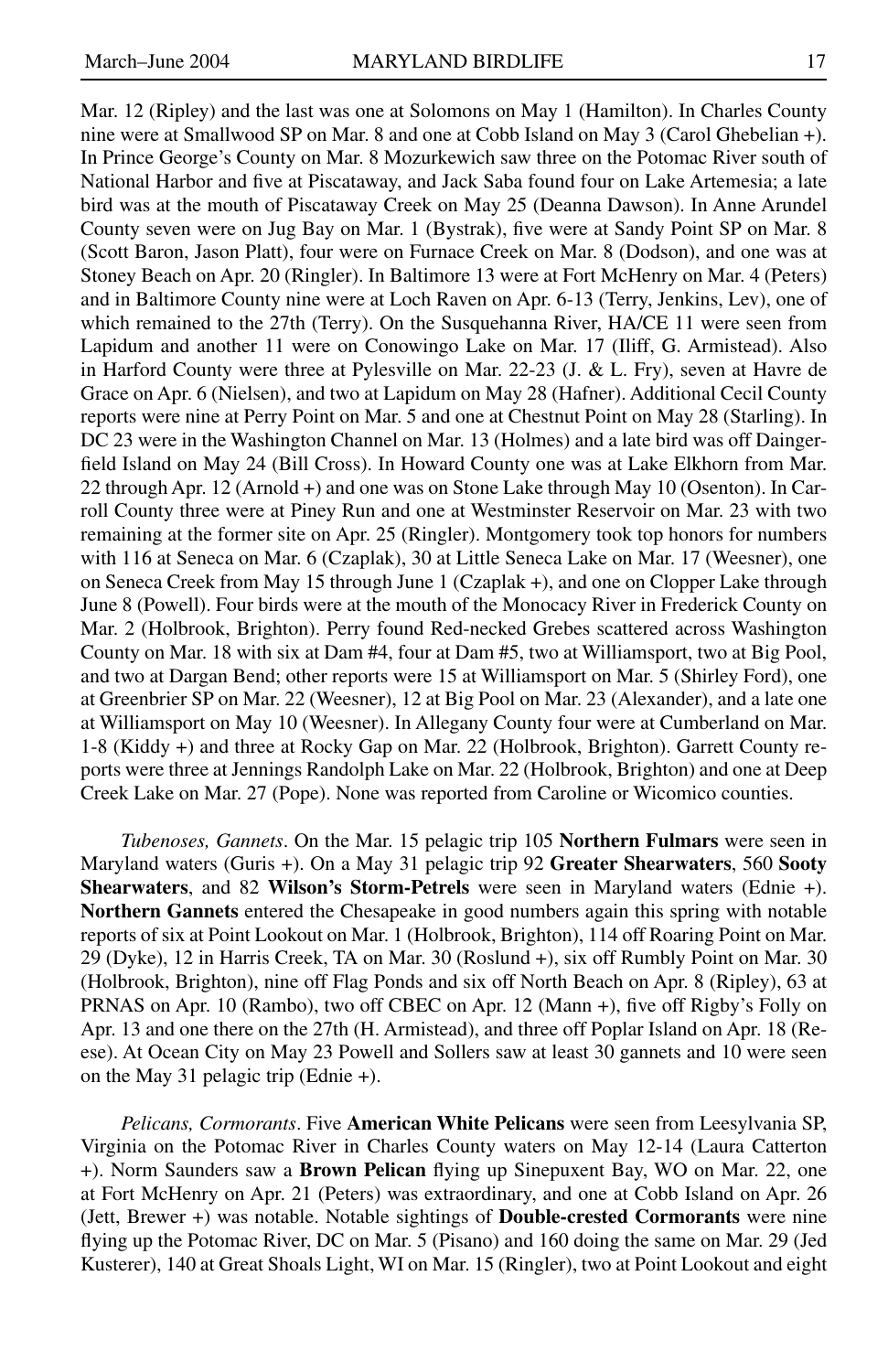Mar. 12 (Ripley) and the last was one at Solomons on May 1 (Hamilton). In Charles County nine were at Smallwood SP on Mar. 8 and one at Cobb Island on May 3 (Carol Ghebelian +). In Prince George's County on Mar. 8 Mozurkewich saw three on the Potomac River south of National Harbor and five at Piscataway, and Jack Saba found four on Lake Artemesia; a late bird was at the mouth of Piscataway Creek on May 25 (Deanna Dawson). In Anne Arundel County seven were on Jug Bay on Mar. 1 (Bystrak), five were at Sandy Point SP on Mar. 8 (Scott Baron, Jason Platt), four were on Furnace Creek on Mar. 8 (Dodson), and one was at Stoney Beach on Apr. 20 (Ringler). In Baltimore 13 were at Fort McHenry on Mar. 4 (Peters) and in Baltimore County nine were at Loch Raven on Apr. 6-13 (Terry, Jenkins, Lev), one of which remained to the 27th (Terry). On the Susquehanna River, HA/CE 11 were seen from Lapidum and another 11 were on Conowingo Lake on Mar. 17 (Iliff, G. Armistead). Also in Harford County were three at Pylesville on Mar. 22-23 (J. & L. Fry), seven at Havre de Grace on Apr. 6 (Nielsen), and two at Lapidum on May 28 (Hafner). Additional Cecil County reports were nine at Perry Point on Mar. 5 and one at Chestnut Point on May 28 (Starling). In DC 23 were in the Washington Channel on Mar. 13 (Holmes) and a late bird was off Daingerfield Island on May 24 (Bill Cross). In Howard County one was at Lake Elkhorn from Mar. 22 through Apr. 12 (Arnold +) and one was on Stone Lake through May 10 (Osenton). In Carroll County three were at Piney Run and one at Westminster Reservoir on Mar. 23 with two remaining at the former site on Apr. 25 (Ringler). Montgomery took top honors for numbers with 116 at Seneca on Mar. 6 (Czaplak), 30 at Little Seneca Lake on Mar. 17 (Weesner), one on Seneca Creek from May 15 through June 1 (Czaplak +), and one on Clopper Lake through June 8 (Powell). Four birds were at the mouth of the Monocacy River in Frederick County on Mar. 2 (Holbrook, Brighton). Perry found Red-necked Grebes scattered across Washington County on Mar. 18 with six at Dam #4, four at Dam #5, two at Williamsport, two at Big Pool, and two at Dargan Bend; other reports were 15 at Williamsport on Mar. 5 (Shirley Ford), one at Greenbrier SP on Mar. 22 (Weesner), 12 at Big Pool on Mar. 23 (Alexander), and a late one at Williamsport on May 10 (Weesner). In Allegany County four were at Cumberland on Mar. 1-8 (Kiddy +) and three at Rocky Gap on Mar. 22 (Holbrook, Brighton). Garrett County reports were three at Jennings Randolph Lake on Mar. 22 (Holbrook, Brighton) and one at Deep Creek Lake on Mar. 27 (Pope). None was reported from Caroline or Wicomico counties.

*Tubenoses, Gannets*. On the Mar. 15 pelagic trip 105 **Northern Fulmars** were seen in Maryland waters (Guris +). On a May 31 pelagic trip 92 **Greater Shearwaters**, 560 **Sooty Shearwaters**, and 82 **Wilson's Storm-Petrels** were seen in Maryland waters (Ednie +). **Northern Gannets** entered the Chesapeake in good numbers again this spring with notable reports of six at Point Lookout on Mar. 1 (Holbrook, Brighton), 114 off Roaring Point on Mar. 29 (Dyke), 12 in Harris Creek, TA on Mar. 30 (Roslund +), six off Rumbly Point on Mar. 30 (Holbrook, Brighton), nine off Flag Ponds and six off North Beach on Apr. 8 (Ripley), 63 at PRNAS on Apr. 10 (Rambo), two off CBEC on Apr. 12 (Mann +), five off Rigby's Folly on Apr. 13 and one there on the 27th (H. Armistead), and three off Poplar Island on Apr. 18 (Reese). At Ocean City on May 23 Powell and Sollers saw at least 30 gannets and 10 were seen on the May 31 pelagic trip (Ednie +).

*Pelicans, Cormorants*. Five **American White Pelicans** were seen from Leesylvania SP, Virginia on the Potomac River in Charles County waters on May 12-14 (Laura Catterton +). Norm Saunders saw a **Brown Pelican** flying up Sinepuxent Bay, WO on Mar. 22, one at Fort McHenry on Apr. 21 (Peters) was extraordinary, and one at Cobb Island on Apr. 26 (Jett, Brewer +) was notable. Notable sightings of **Double-crested Cormorants** were nine flying up the Potomac River, DC on Mar. 5 (Pisano) and 160 doing the same on Mar. 29 (Jed Kusterer), 140 at Great Shoals Light, WI on Mar. 15 (Ringler), two at Point Lookout and eight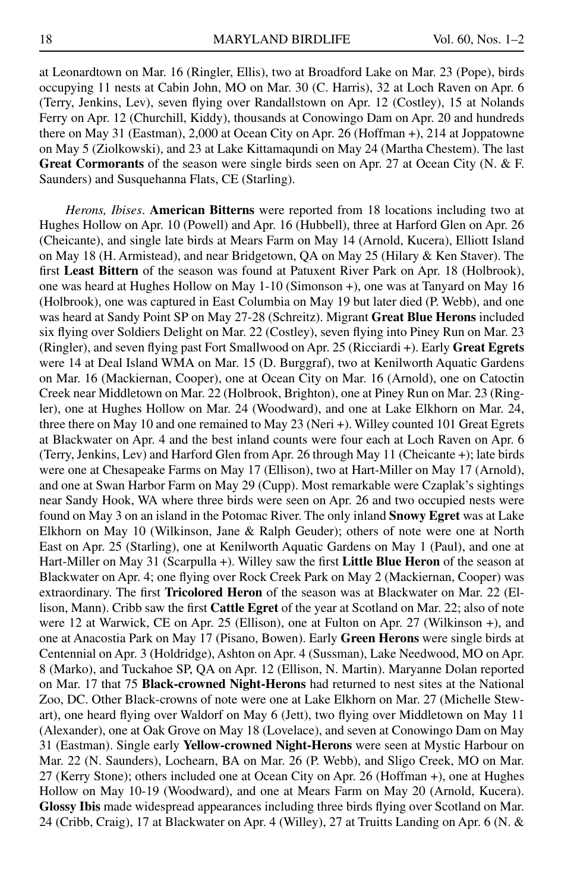at Leonardtown on Mar. 16 (Ringler, Ellis), two at Broadford Lake on Mar. 23 (Pope), birds occupying 11 nests at Cabin John, MO on Mar. 30 (C. Harris), 32 at Loch Raven on Apr. 6 (Terry, Jenkins, Lev), seven flying over Randallstown on Apr. 12 (Costley), 15 at Nolands Ferry on Apr. 12 (Churchill, Kiddy), thousands at Conowingo Dam on Apr. 20 and hundreds there on May 31 (Eastman), 2,000 at Ocean City on Apr. 26 (Hoffman +), 214 at Joppatowne on May 5 (Ziolkowski), and 23 at Lake Kittamaqundi on May 24 (Martha Chestem). The last **Great Cormorants** of the season were single birds seen on Apr. 27 at Ocean City (N. & F. Saunders) and Susquehanna Flats, CE (Starling).

*Herons, Ibises*. **American Bitterns** were reported from 18 locations including two at Hughes Hollow on Apr. 10 (Powell) and Apr. 16 (Hubbell), three at Harford Glen on Apr. 26 (Cheicante), and single late birds at Mears Farm on May 14 (Arnold, Kucera), Elliott Island on May 18 (H. Armistead), and near Bridgetown, QA on May 25 (Hilary & Ken Staver). The first **Least Bittern** of the season was found at Patuxent River Park on Apr. 18 (Holbrook), one was heard at Hughes Hollow on May 1-10 (Simonson +), one was at Tanyard on May 16 (Holbrook), one was captured in East Columbia on May 19 but later died (P. Webb), and one was heard at Sandy Point SP on May 27-28 (Schreitz). Migrant **Great Blue Herons** included six flying over Soldiers Delight on Mar. 22 (Costley), seven flying into Piney Run on Mar. 23 (Ringler), and seven flying past Fort Smallwood on Apr. 25 (Ricciardi +). Early **Great Egrets** were 14 at Deal Island WMA on Mar. 15 (D. Burggraf), two at Kenilworth Aquatic Gardens on Mar. 16 (Mackiernan, Cooper), one at Ocean City on Mar. 16 (Arnold), one on Catoctin Creek near Middletown on Mar. 22 (Holbrook, Brighton), one at Piney Run on Mar. 23 (Ringler), one at Hughes Hollow on Mar. 24 (Woodward), and one at Lake Elkhorn on Mar. 24, three there on May 10 and one remained to May 23 (Neri +). Willey counted 101 Great Egrets at Blackwater on Apr. 4 and the best inland counts were four each at Loch Raven on Apr. 6 (Terry, Jenkins, Lev) and Harford Glen from Apr. 26 through May 11 (Cheicante +); late birds were one at Chesapeake Farms on May 17 (Ellison), two at Hart-Miller on May 17 (Arnold), and one at Swan Harbor Farm on May 29 (Cupp). Most remarkable were Czaplak's sightings near Sandy Hook, WA where three birds were seen on Apr. 26 and two occupied nests were found on May 3 on an island in the Potomac River. The only inland **Snowy Egret** was at Lake Elkhorn on May 10 (Wilkinson, Jane & Ralph Geuder); others of note were one at North East on Apr. 25 (Starling), one at Kenilworth Aquatic Gardens on May 1 (Paul), and one at Hart-Miller on May 31 (Scarpulla +). Willey saw the first **Little Blue Heron** of the season at Blackwater on Apr. 4; one flying over Rock Creek Park on May 2 (Mackiernan, Cooper) was extraordinary. The first **Tricolored Heron** of the season was at Blackwater on Mar. 22 (Ellison, Mann). Cribb saw the first **Cattle Egret** of the year at Scotland on Mar. 22; also of note were 12 at Warwick, CE on Apr. 25 (Ellison), one at Fulton on Apr. 27 (Wilkinson +), and one at Anacostia Park on May 17 (Pisano, Bowen). Early **Green Herons** were single birds at Centennial on Apr. 3 (Holdridge), Ashton on Apr. 4 (Sussman), Lake Needwood, MO on Apr. 8 (Marko), and Tuckahoe SP, QA on Apr. 12 (Ellison, N. Martin). Maryanne Dolan reported on Mar. 17 that 75 **Black-crowned Night-Herons** had returned to nest sites at the National Zoo, DC. Other Black-crowns of note were one at Lake Elkhorn on Mar. 27 (Michelle Stewart), one heard flying over Waldorf on May 6 (Jett), two flying over Middletown on May 11 (Alexander), one at Oak Grove on May 18 (Lovelace), and seven at Conowingo Dam on May 31 (Eastman). Single early **Yellow-crowned Night-Herons** were seen at Mystic Harbour on Mar. 22 (N. Saunders), Lochearn, BA on Mar. 26 (P. Webb), and Sligo Creek, MO on Mar. 27 (Kerry Stone); others included one at Ocean City on Apr. 26 (Hoffman +), one at Hughes Hollow on May 10-19 (Woodward), and one at Mears Farm on May 20 (Arnold, Kucera). **Glossy Ibis** made widespread appearances including three birds flying over Scotland on Mar. 24 (Cribb, Craig), 17 at Blackwater on Apr. 4 (Willey), 27 at Truitts Landing on Apr. 6 (N. &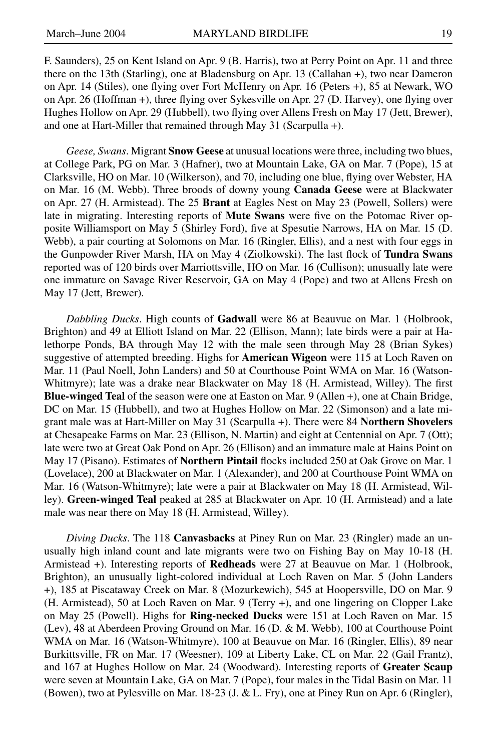F. Saunders), 25 on Kent Island on Apr. 9 (B. Harris), two at Perry Point on Apr. 11 and three there on the 13th (Starling), one at Bladensburg on Apr. 13 (Callahan +), two near Dameron on Apr. 14 (Stiles), one flying over Fort McHenry on Apr. 16 (Peters +), 85 at Newark, WO on Apr. 26 (Hoffman +), three flying over Sykesville on Apr. 27 (D. Harvey), one flying over Hughes Hollow on Apr. 29 (Hubbell), two flying over Allens Fresh on May 17 (Jett, Brewer), and one at Hart-Miller that remained through May 31 (Scarpulla +).

*Geese, Swans*. Migrant **Snow Geese** at unusual locations were three, including two blues, at College Park, PG on Mar. 3 (Hafner), two at Mountain Lake, GA on Mar. 7 (Pope), 15 at Clarksville, HO on Mar. 10 (Wilkerson), and 70, including one blue, flying over Webster, HA on Mar. 16 (M. Webb). Three broods of downy young **Canada Geese** were at Blackwater on Apr. 27 (H. Armistead). The 25 **Brant** at Eagles Nest on May 23 (Powell, Sollers) were late in migrating. Interesting reports of **Mute Swans** were five on the Potomac River opposite Williamsport on May 5 (Shirley Ford), five at Spesutie Narrows, HA on Mar. 15 (D. Webb), a pair courting at Solomons on Mar. 16 (Ringler, Ellis), and a nest with four eggs in the Gunpowder River Marsh, HA on May 4 (Ziolkowski). The last flock of **Tundra Swans** reported was of 120 birds over Marriottsville, HO on Mar. 16 (Cullison); unusually late were one immature on Savage River Reservoir, GA on May 4 (Pope) and two at Allens Fresh on May 17 (Jett, Brewer).

*Dabbling Ducks*. High counts of **Gadwall** were 86 at Beauvue on Mar. 1 (Holbrook, Brighton) and 49 at Elliott Island on Mar. 22 (Ellison, Mann); late birds were a pair at Halethorpe Ponds, BA through May 12 with the male seen through May 28 (Brian Sykes) suggestive of attempted breeding. Highs for **American Wigeon** were 115 at Loch Raven on Mar. 11 (Paul Noell, John Landers) and 50 at Courthouse Point WMA on Mar. 16 (Watson-Whitmyre); late was a drake near Blackwater on May 18 (H. Armistead, Willey). The first **Blue-winged Teal** of the season were one at Easton on Mar. 9 (Allen +), one at Chain Bridge, DC on Mar. 15 (Hubbell), and two at Hughes Hollow on Mar. 22 (Simonson) and a late migrant male was at Hart-Miller on May 31 (Scarpulla +). There were 84 **Northern Shovelers** at Chesapeake Farms on Mar. 23 (Ellison, N. Martin) and eight at Centennial on Apr. 7 (Ott); late were two at Great Oak Pond on Apr. 26 (Ellison) and an immature male at Hains Point on May 17 (Pisano). Estimates of **Northern Pintail** flocks included 250 at Oak Grove on Mar. 1 (Lovelace), 200 at Blackwater on Mar. 1 (Alexander), and 200 at Courthouse Point WMA on Mar. 16 (Watson-Whitmyre); late were a pair at Blackwater on May 18 (H. Armistead, Willey). **Green-winged Teal** peaked at 285 at Blackwater on Apr. 10 (H. Armistead) and a late male was near there on May 18 (H. Armistead, Willey).

*Diving Ducks*. The 118 **Canvasbacks** at Piney Run on Mar. 23 (Ringler) made an unusually high inland count and late migrants were two on Fishing Bay on May 10-18 (H. Armistead +). Interesting reports of **Redheads** were 27 at Beauvue on Mar. 1 (Holbrook, Brighton), an unusually light-colored individual at Loch Raven on Mar. 5 (John Landers +), 185 at Piscataway Creek on Mar. 8 (Mozurkewich), 545 at Hoopersville, DO on Mar. 9 (H. Armistead), 50 at Loch Raven on Mar. 9 (Terry +), and one lingering on Clopper Lake on May 25 (Powell). Highs for **Ring-necked Ducks** were 151 at Loch Raven on Mar. 15 (Lev), 48 at Aberdeen Proving Ground on Mar. 16 (D. & M. Webb), 100 at Courthouse Point WMA on Mar. 16 (Watson-Whitmyre), 100 at Beauvue on Mar. 16 (Ringler, Ellis), 89 near Burkittsville, FR on Mar. 17 (Weesner), 109 at Liberty Lake, CL on Mar. 22 (Gail Frantz), and 167 at Hughes Hollow on Mar. 24 (Woodward). Interesting reports of **Greater Scaup** were seven at Mountain Lake, GA on Mar. 7 (Pope), four males in the Tidal Basin on Mar. 11 (Bowen), two at Pylesville on Mar. 18-23 (J. & L. Fry), one at Piney Run on Apr. 6 (Ringler),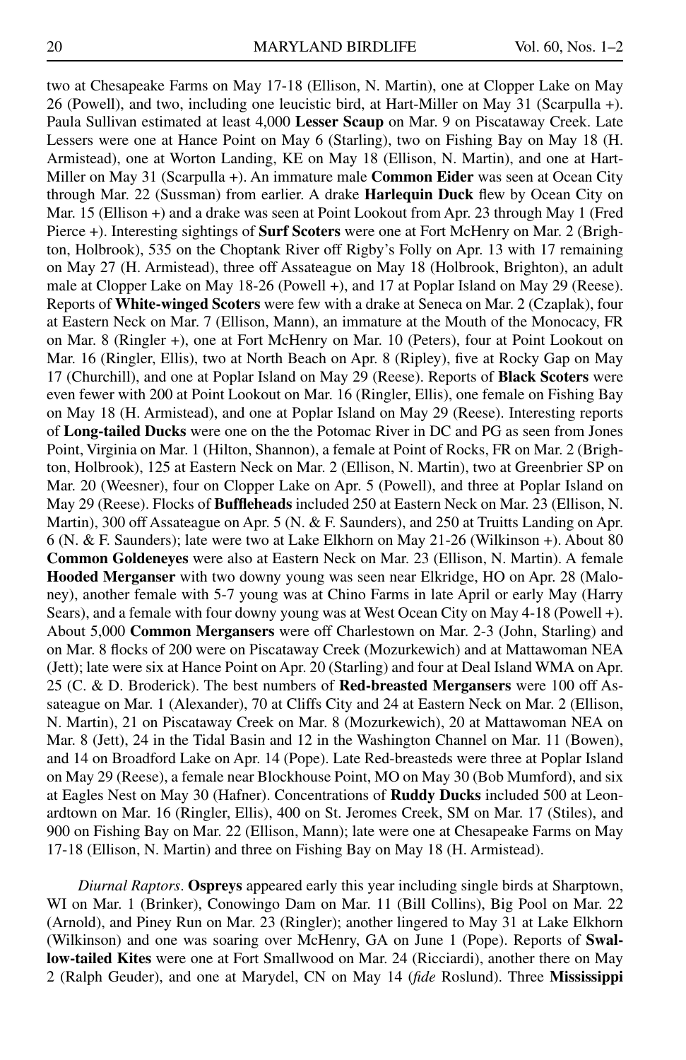two at Chesapeake Farms on May 17-18 (Ellison, N. Martin), one at Clopper Lake on May 26 (Powell), and two, including one leucistic bird, at Hart-Miller on May 31 (Scarpulla +). Paula Sullivan estimated at least 4,000 **Lesser Scaup** on Mar. 9 on Piscataway Creek. Late Lessers were one at Hance Point on May 6 (Starling), two on Fishing Bay on May 18 (H. Armistead), one at Worton Landing, KE on May 18 (Ellison, N. Martin), and one at Hart-Miller on May 31 (Scarpulla +). An immature male **Common Eider** was seen at Ocean City through Mar. 22 (Sussman) from earlier. A drake **Harlequin Duck** flew by Ocean City on Mar. 15 (Ellison +) and a drake was seen at Point Lookout from Apr. 23 through May 1 (Fred Pierce +). Interesting sightings of **Surf Scoters** were one at Fort McHenry on Mar. 2 (Brighton, Holbrook), 535 on the Choptank River off Rigby's Folly on Apr. 13 with 17 remaining on May 27 (H. Armistead), three off Assateague on May 18 (Holbrook, Brighton), an adult male at Clopper Lake on May 18-26 (Powell +), and 17 at Poplar Island on May 29 (Reese). Reports of **White-winged Scoters** were few with a drake at Seneca on Mar. 2 (Czaplak), four at Eastern Neck on Mar. 7 (Ellison, Mann), an immature at the Mouth of the Monocacy, FR on Mar. 8 (Ringler +), one at Fort McHenry on Mar. 10 (Peters), four at Point Lookout on Mar. 16 (Ringler, Ellis), two at North Beach on Apr. 8 (Ripley), five at Rocky Gap on May 17 (Churchill), and one at Poplar Island on May 29 (Reese). Reports of **Black Scoters** were even fewer with 200 at Point Lookout on Mar. 16 (Ringler, Ellis), one female on Fishing Bay on May 18 (H. Armistead), and one at Poplar Island on May 29 (Reese). Interesting reports of **Long-tailed Ducks** were one on the the Potomac River in DC and PG as seen from Jones Point, Virginia on Mar. 1 (Hilton, Shannon), a female at Point of Rocks, FR on Mar. 2 (Brighton, Holbrook), 125 at Eastern Neck on Mar. 2 (Ellison, N. Martin), two at Greenbrier SP on Mar. 20 (Weesner), four on Clopper Lake on Apr. 5 (Powell), and three at Poplar Island on May 29 (Reese). Flocks of **Buffleheads** included 250 at Eastern Neck on Mar. 23 (Ellison, N. Martin), 300 off Assateague on Apr. 5 (N. & F. Saunders), and 250 at Truitts Landing on Apr. 6 (N. & F. Saunders); late were two at Lake Elkhorn on May 21-26 (Wilkinson +). About 80 **Common Goldeneyes** were also at Eastern Neck on Mar. 23 (Ellison, N. Martin). A female **Hooded Merganser** with two downy young was seen near Elkridge, HO on Apr. 28 (Maloney), another female with 5-7 young was at Chino Farms in late April or early May (Harry Sears), and a female with four downy young was at West Ocean City on May 4-18 (Powell +). About 5,000 **Common Mergansers** were off Charlestown on Mar. 2-3 (John, Starling) and on Mar. 8 flocks of 200 were on Piscataway Creek (Mozurkewich) and at Mattawoman NEA (Jett); late were six at Hance Point on Apr. 20 (Starling) and four at Deal Island WMA on Apr. 25 (C. & D. Broderick). The best numbers of **Red-breasted Mergansers** were 100 off Assateague on Mar. 1 (Alexander), 70 at Cliffs City and 24 at Eastern Neck on Mar. 2 (Ellison, N. Martin), 21 on Piscataway Creek on Mar. 8 (Mozurkewich), 20 at Mattawoman NEA on Mar. 8 (Jett), 24 in the Tidal Basin and 12 in the Washington Channel on Mar. 11 (Bowen), and 14 on Broadford Lake on Apr. 14 (Pope). Late Red-breasteds were three at Poplar Island on May 29 (Reese), a female near Blockhouse Point, MO on May 30 (Bob Mumford), and six at Eagles Nest on May 30 (Hafner). Concentrations of **Ruddy Ducks** included 500 at Leonardtown on Mar. 16 (Ringler, Ellis), 400 on St. Jeromes Creek, SM on Mar. 17 (Stiles), and 900 on Fishing Bay on Mar. 22 (Ellison, Mann); late were one at Chesapeake Farms on May 17-18 (Ellison, N. Martin) and three on Fishing Bay on May 18 (H. Armistead).

*Diurnal Raptors*. **Ospreys** appeared early this year including single birds at Sharptown, WI on Mar. 1 (Brinker), Conowingo Dam on Mar. 11 (Bill Collins), Big Pool on Mar. 22 (Arnold), and Piney Run on Mar. 23 (Ringler); another lingered to May 31 at Lake Elkhorn (Wilkinson) and one was soaring over McHenry, GA on June 1 (Pope). Reports of **Swallow-tailed Kites** were one at Fort Smallwood on Mar. 24 (Ricciardi), another there on May 2 (Ralph Geuder), and one at Marydel, CN on May 14 (*fide* Roslund). Three **Mississippi**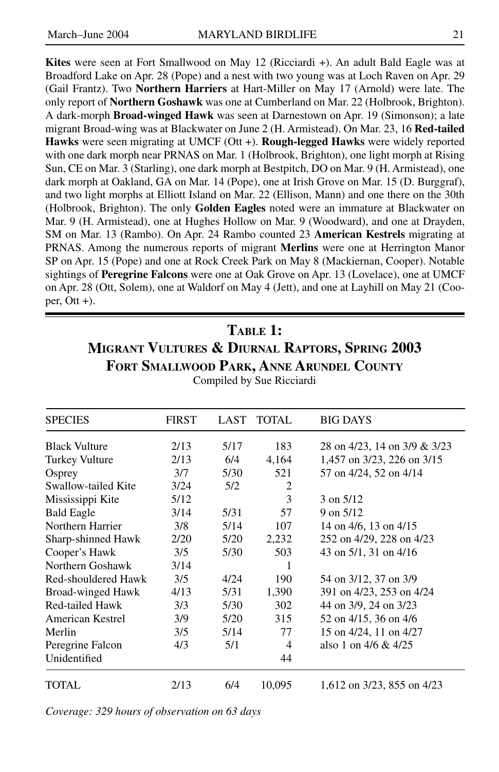**Kites** were seen at Fort Smallwood on May 12 (Ricciardi +). An adult Bald Eagle was at Broadford Lake on Apr. 28 (Pope) and a nest with two young was at Loch Raven on Apr. 29 (Gail Frantz). Two **Northern Harriers** at Hart-Miller on May 17 (Arnold) were late. The only report of **Northern Goshawk** was one at Cumberland on Mar. 22 (Holbrook, Brighton). A dark-morph **Broad-winged Hawk** was seen at Darnestown on Apr. 19 (Simonson); a late migrant Broad-wing was at Blackwater on June 2 (H. Armistead). On Mar. 23, 16 **Red-tailed Hawks** were seen migrating at UMCF (Ott +). **Rough-legged Hawks** were widely reported with one dark morph near PRNAS on Mar. 1 (Holbrook, Brighton), one light morph at Rising Sun, CE on Mar. 3 (Starling), one dark morph at Bestpitch, DO on Mar. 9 (H. Armistead), one dark morph at Oakland, GA on Mar. 14 (Pope), one at Irish Grove on Mar. 15 (D. Burggraf), and two light morphs at Elliott Island on Mar. 22 (Ellison, Mann) and one there on the 30th (Holbrook, Brighton). The only **Golden Eagles** noted were an immature at Blackwater on Mar. 9 (H. Armistead), one at Hughes Hollow on Mar. 9 (Woodward), and one at Drayden, SM on Mar. 13 (Rambo). On Apr. 24 Rambo counted 23 **American Kestrels** migrating at PRNAS. Among the numerous reports of migrant **Merlins** were one at Herrington Manor SP on Apr. 15 (Pope) and one at Rock Creek Park on May 8 (Mackiernan, Cooper). Notable sightings of **Peregrine Falcons** were one at Oak Grove on Apr. 13 (Lovelace), one at UMCF on Apr. 28 (Ott, Solem), one at Waldorf on May 4 (Jett), and one at Layhill on May 21 (Cooper, Ott +).

## Table 1: Migrant Vultures & Diurnal Raptors, Spring 2003
## Fort Smallwood Park, Anne Arundel County

Compiled by Sue Ricciardi

| SPECIES | FIRST | LAST | TOTAL | BIG DAYS |
|---|---|---|---|---|
| Black Vulture | 2/13 | 5/17 | 183 | 28 on 4/23, 14 on 3/9 & 3/23 |
| Turkey Vulture | 2/13 | 6/4 | 4,164 | 1,457 on 3/23, 226 on 3/15 |
| Osprey | 3/7 | 5/30 | 521 | 57 on 4/24, 52 on 4/14 |
| Swallow-tailed Kite | 3/24 | 5/2 | 2 | |
| Mississippi Kite | 5/12 | | 3 | 3 on 5/12 |
| Bald Eagle | 3/14 | 5/31 | 57 | 9 on 5/12 |
| Northern Harrier | 3/8 | 5/14 | 107 | 14 on 4/6, 13 on 4/15 |
| Sharp-shinned Hawk | 2/20 | 5/20 | 2,232 | 252 on 4/29, 228 on 4/23 |
| Cooper's Hawk | 3/5 | 5/30 | 503 | 43 on 5/1, 31 on 4/16 |
| Northern Goshawk | 3/14 | | 1 | |
| Red-shouldered Hawk | 3/5 | 4/24 | 190 | 54 on 3/12, 37 on 3/9 |
| Broad-winged Hawk | 4/13 | 5/31 | 1,390 | 391 on 4/23, 253 on 4/24 |
| Red-tailed Hawk | 3/3 | 5/30 | 302 | 44 on 3/9, 24 on 3/23 |
| American Kestrel | 3/9 | 5/20 | 315 | 52 on 4/15, 36 on 4/6 |
| Merlin | 3/5 | 5/14 | 77 | 15 on 4/24, 11 on 4/27 |
| Peregrine Falcon | 4/3 | 5/1 | 4 | also 1 on 4/6 & 4/25 |
| Unidentified | | | 44 | |
| TOTAL | 2/13 | 6/4 | 10,095 | 1,612 on 3/23, 855 on 4/23 |

*Coverage: 329 hours of observation on 63 days*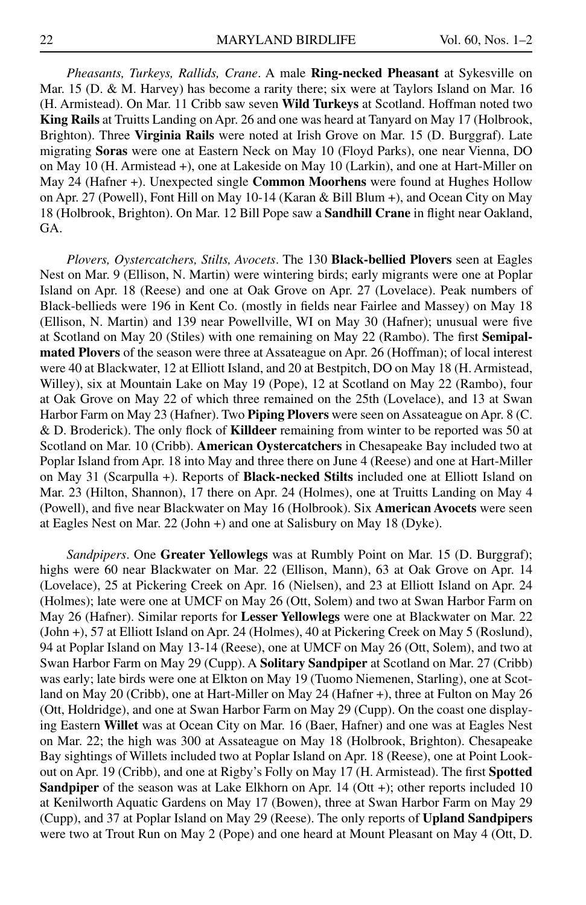*Pheasants, Turkeys, Rallids, Crane*. A male **Ring-necked Pheasant** at Sykesville on Mar. 15 (D. & M. Harvey) has become a rarity there; six were at Taylors Island on Mar. 16 (H. Armistead). On Mar. 11 Cribb saw seven **Wild Turkeys** at Scotland. Hoffman noted two **King Rails** at Truitts Landing on Apr. 26 and one was heard at Tanyard on May 17 (Holbrook, Brighton). Three **Virginia Rails** were noted at Irish Grove on Mar. 15 (D. Burggraf). Late migrating **Soras** were one at Eastern Neck on May 10 (Floyd Parks), one near Vienna, DO on May 10 (H. Armistead +), one at Lakeside on May 10 (Larkin), and one at Hart-Miller on May 24 (Hafner +). Unexpected single **Common Moorhens** were found at Hughes Hollow on Apr. 27 (Powell), Font Hill on May 10-14 (Karan & Bill Blum +), and Ocean City on May 18 (Holbrook, Brighton). On Mar. 12 Bill Pope saw a **Sandhill Crane** in flight near Oakland, GA.

*Plovers, Oystercatchers, Stilts, Avocets*. The 130 **Black-bellied Plovers** seen at Eagles Nest on Mar. 9 (Ellison, N. Martin) were wintering birds; early migrants were one at Poplar Island on Apr. 18 (Reese) and one at Oak Grove on Apr. 27 (Lovelace). Peak numbers of Black-bellieds were 196 in Kent Co. (mostly in fields near Fairlee and Massey) on May 18 (Ellison, N. Martin) and 139 near Powellville, WI on May 30 (Hafner); unusual were five at Scotland on May 20 (Stiles) with one remaining on May 22 (Rambo). The first **Semipalmated Plovers** of the season were three at Assateague on Apr. 26 (Hoffman); of local interest were 40 at Blackwater, 12 at Elliott Island, and 20 at Bestpitch, DO on May 18 (H. Armistead, Willey), six at Mountain Lake on May 19 (Pope), 12 at Scotland on May 22 (Rambo), four at Oak Grove on May 22 of which three remained on the 25th (Lovelace), and 13 at Swan Harbor Farm on May 23 (Hafner). Two **Piping Plovers** were seen on Assateague on Apr. 8 (C. & D. Broderick). The only flock of **Killdeer** remaining from winter to be reported was 50 at Scotland on Mar. 10 (Cribb). **American Oystercatchers** in Chesapeake Bay included two at Poplar Island from Apr. 18 into May and three there on June 4 (Reese) and one at Hart-Miller on May 31 (Scarpulla +). Reports of **Black-necked Stilts** included one at Elliott Island on Mar. 23 (Hilton, Shannon), 17 there on Apr. 24 (Holmes), one at Truitts Landing on May 4 (Powell), and five near Blackwater on May 16 (Holbrook). Six **American Avocets** were seen at Eagles Nest on Mar. 22 (John +) and one at Salisbury on May 18 (Dyke).

*Sandpipers*. One **Greater Yellowlegs** was at Rumbly Point on Mar. 15 (D. Burggraf); highs were 60 near Blackwater on Mar. 22 (Ellison, Mann), 63 at Oak Grove on Apr. 14 (Lovelace), 25 at Pickering Creek on Apr. 16 (Nielsen), and 23 at Elliott Island on Apr. 24 (Holmes); late were one at UMCF on May 26 (Ott, Solem) and two at Swan Harbor Farm on May 26 (Hafner). Similar reports for **Lesser Yellowlegs** were one at Blackwater on Mar. 22 (John +), 57 at Elliott Island on Apr. 24 (Holmes), 40 at Pickering Creek on May 5 (Roslund), 94 at Poplar Island on May 13-14 (Reese), one at UMCF on May 26 (Ott, Solem), and two at Swan Harbor Farm on May 29 (Cupp). A **Solitary Sandpiper** at Scotland on Mar. 27 (Cribb) was early; late birds were one at Elkton on May 19 (Tuomo Niemenen, Starling), one at Scotland on May 20 (Cribb), one at Hart-Miller on May 24 (Hafner +), three at Fulton on May 26 (Ott, Holdridge), and one at Swan Harbor Farm on May 29 (Cupp). On the coast one displaying Eastern **Willet** was at Ocean City on Mar. 16 (Baer, Hafner) and one was at Eagles Nest on Mar. 22; the high was 300 at Assateague on May 18 (Holbrook, Brighton). Chesapeake Bay sightings of Willets included two at Poplar Island on Apr. 18 (Reese), one at Point Lookout on Apr. 19 (Cribb), and one at Rigby's Folly on May 17 (H. Armistead). The first **Spotted Sandpiper** of the season was at Lake Elkhorn on Apr. 14 (Ott +); other reports included 10 at Kenilworth Aquatic Gardens on May 17 (Bowen), three at Swan Harbor Farm on May 29 (Cupp), and 37 at Poplar Island on May 29 (Reese). The only reports of **Upland Sandpipers** were two at Trout Run on May 2 (Pope) and one heard at Mount Pleasant on May 4 (Ott, D.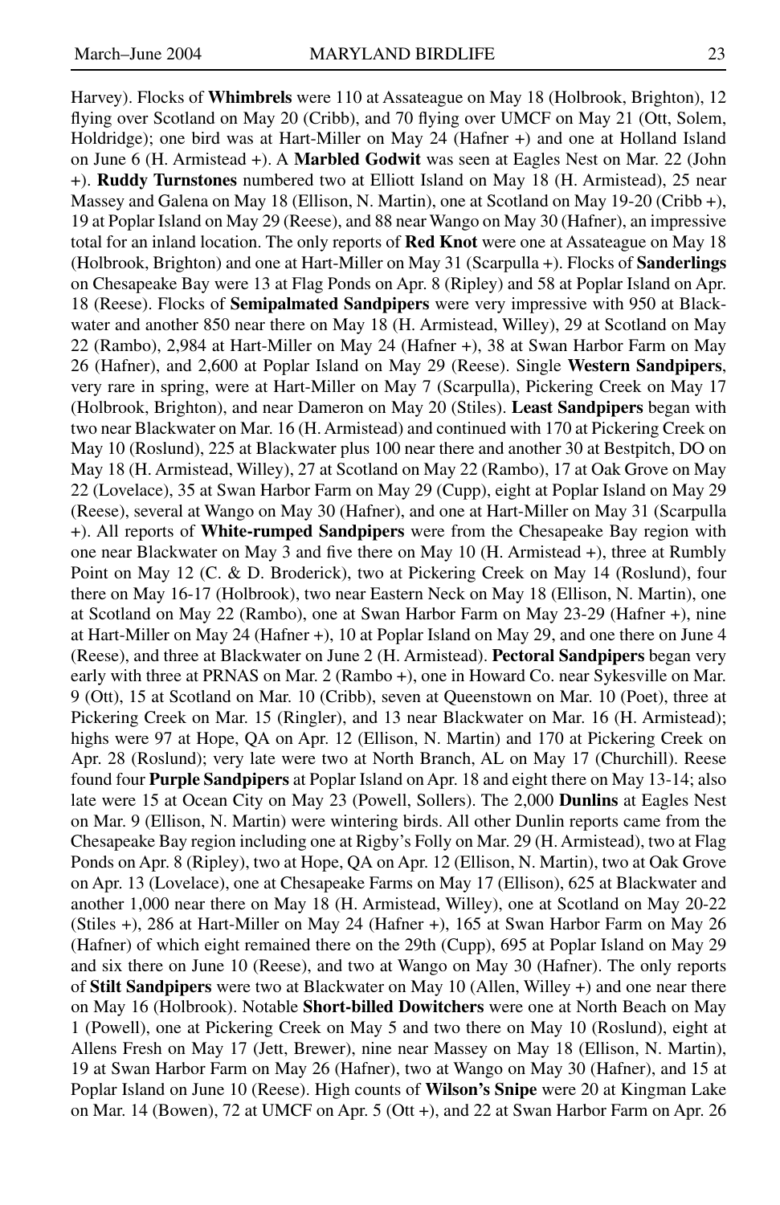Harvey). Flocks of **Whimbrels** were 110 at Assateague on May 18 (Holbrook, Brighton), 12 flying over Scotland on May 20 (Cribb), and 70 flying over UMCF on May 21 (Ott, Solem, Holdridge); one bird was at Hart-Miller on May 24 (Hafner +) and one at Holland Island on June 6 (H. Armistead +). A **Marbled Godwit** was seen at Eagles Nest on Mar. 22 (John +). **Ruddy Turnstones** numbered two at Elliott Island on May 18 (H. Armistead), 25 near Massey and Galena on May 18 (Ellison, N. Martin), one at Scotland on May 19-20 (Cribb +), 19 at Poplar Island on May 29 (Reese), and 88 near Wango on May 30 (Hafner), an impressive total for an inland location. The only reports of **Red Knot** were one at Assateague on May 18 (Holbrook, Brighton) and one at Hart-Miller on May 31 (Scarpulla +). Flocks of **Sanderlings** on Chesapeake Bay were 13 at Flag Ponds on Apr. 8 (Ripley) and 58 at Poplar Island on Apr. 18 (Reese). Flocks of **Semipalmated Sandpipers** were very impressive with 950 at Blackwater and another 850 near there on May 18 (H. Armistead, Willey), 29 at Scotland on May 22 (Rambo), 2,984 at Hart-Miller on May 24 (Hafner +), 38 at Swan Harbor Farm on May 26 (Hafner), and 2,600 at Poplar Island on May 29 (Reese). Single **Western Sandpipers**, very rare in spring, were at Hart-Miller on May 7 (Scarpulla), Pickering Creek on May 17 (Holbrook, Brighton), and near Dameron on May 20 (Stiles). **Least Sandpipers** began with two near Blackwater on Mar. 16 (H. Armistead) and continued with 170 at Pickering Creek on May 10 (Roslund), 225 at Blackwater plus 100 near there and another 30 at Bestpitch, DO on May 18 (H. Armistead, Willey), 27 at Scotland on May 22 (Rambo), 17 at Oak Grove on May 22 (Lovelace), 35 at Swan Harbor Farm on May 29 (Cupp), eight at Poplar Island on May 29 (Reese), several at Wango on May 30 (Hafner), and one at Hart-Miller on May 31 (Scarpulla +). All reports of **White-rumped Sandpipers** were from the Chesapeake Bay region with one near Blackwater on May 3 and five there on May 10 (H. Armistead +), three at Rumbly Point on May 12 (C. & D. Broderick), two at Pickering Creek on May 14 (Roslund), four there on May 16-17 (Holbrook), two near Eastern Neck on May 18 (Ellison, N. Martin), one at Scotland on May 22 (Rambo), one at Swan Harbor Farm on May 23-29 (Hafner +), nine at Hart-Miller on May 24 (Hafner +), 10 at Poplar Island on May 29, and one there on June 4 (Reese), and three at Blackwater on June 2 (H. Armistead). **Pectoral Sandpipers** began very early with three at PRNAS on Mar. 2 (Rambo +), one in Howard Co. near Sykesville on Mar. 9 (Ott), 15 at Scotland on Mar. 10 (Cribb), seven at Queenstown on Mar. 10 (Poet), three at Pickering Creek on Mar. 15 (Ringler), and 13 near Blackwater on Mar. 16 (H. Armistead); highs were 97 at Hope, QA on Apr. 12 (Ellison, N. Martin) and 170 at Pickering Creek on Apr. 28 (Roslund); very late were two at North Branch, AL on May 17 (Churchill). Reese found four **Purple Sandpipers** at Poplar Island on Apr. 18 and eight there on May 13-14; also late were 15 at Ocean City on May 23 (Powell, Sollers). The 2,000 **Dunlins** at Eagles Nest on Mar. 9 (Ellison, N. Martin) were wintering birds. All other Dunlin reports came from the Chesapeake Bay region including one at Rigby's Folly on Mar. 29 (H. Armistead), two at Flag Ponds on Apr. 8 (Ripley), two at Hope, QA on Apr. 12 (Ellison, N. Martin), two at Oak Grove on Apr. 13 (Lovelace), one at Chesapeake Farms on May 17 (Ellison), 625 at Blackwater and another 1,000 near there on May 18 (H. Armistead, Willey), one at Scotland on May 20-22 (Stiles +), 286 at Hart-Miller on May 24 (Hafner +), 165 at Swan Harbor Farm on May 26 (Hafner) of which eight remained there on the 29th (Cupp), 695 at Poplar Island on May 29 and six there on June 10 (Reese), and two at Wango on May 30 (Hafner). The only reports of **Stilt Sandpipers** were two at Blackwater on May 10 (Allen, Willey +) and one near there on May 16 (Holbrook). Notable **Short-billed Dowitchers** were one at North Beach on May 1 (Powell), one at Pickering Creek on May 5 and two there on May 10 (Roslund), eight at Allens Fresh on May 17 (Jett, Brewer), nine near Massey on May 18 (Ellison, N. Martin), 19 at Swan Harbor Farm on May 26 (Hafner), two at Wango on May 30 (Hafner), and 15 at Poplar Island on June 10 (Reese). High counts of **Wilson's Snipe** were 20 at Kingman Lake on Mar. 14 (Bowen), 72 at UMCF on Apr. 5 (Ott +), and 22 at Swan Harbor Farm on Apr. 26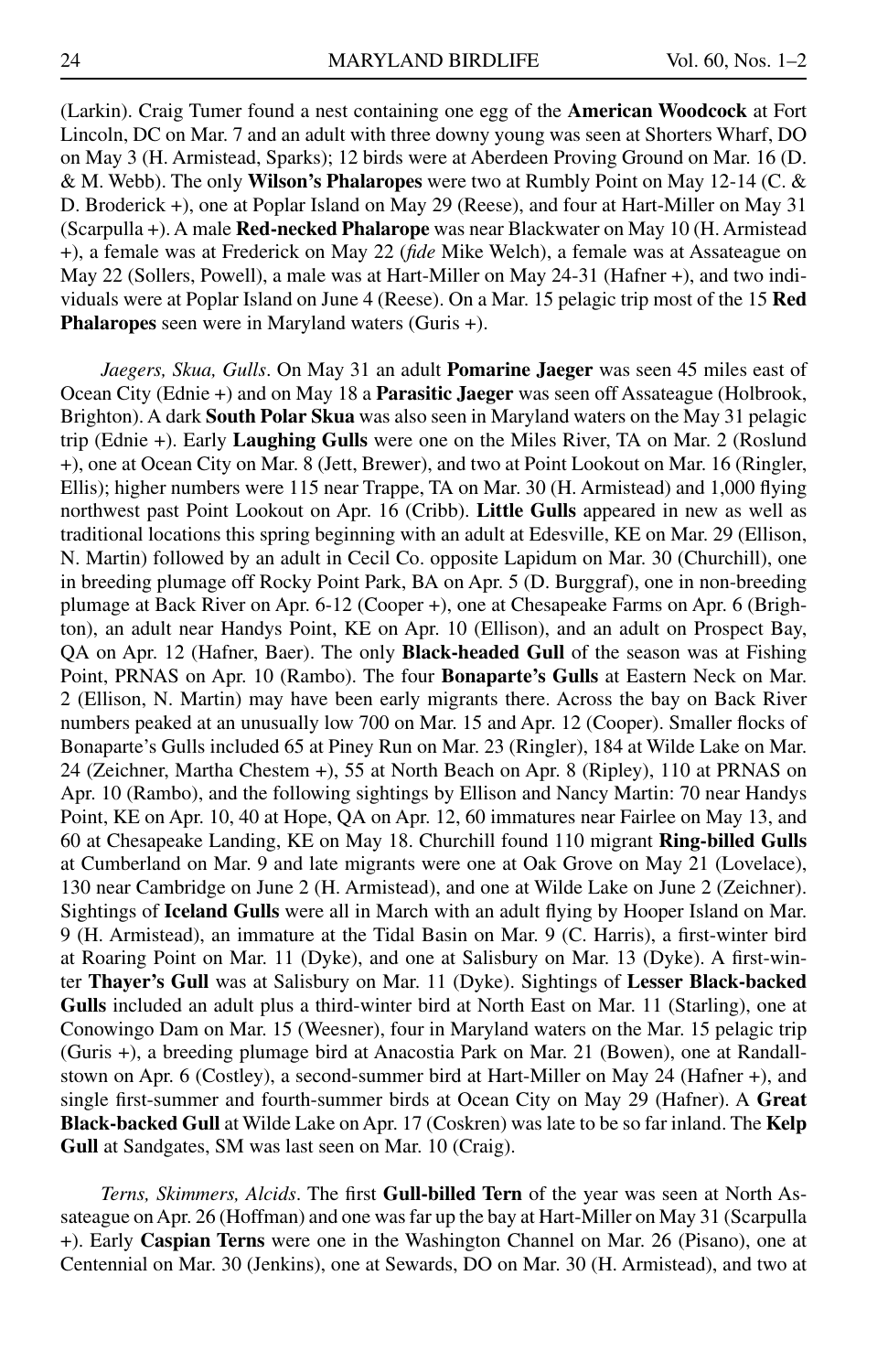(Larkin). Craig Tumer found a nest containing one egg of the **American Woodcock** at Fort Lincoln, DC on Mar. 7 and an adult with three downy young was seen at Shorters Wharf, DO on May 3 (H. Armistead, Sparks); 12 birds were at Aberdeen Proving Ground on Mar. 16 (D. & M. Webb). The only **Wilson's Phalaropes** were two at Rumbly Point on May 12-14 (C. & D. Broderick +), one at Poplar Island on May 29 (Reese), and four at Hart-Miller on May 31 (Scarpulla +). A male **Red-necked Phalarope** was near Blackwater on May 10 (H. Armistead +), a female was at Frederick on May 22 (*fide* Mike Welch), a female was at Assateague on May 22 (Sollers, Powell), a male was at Hart-Miller on May 24-31 (Hafner +), and two individuals were at Poplar Island on June 4 (Reese). On a Mar. 15 pelagic trip most of the 15 **Red Phalaropes** seen were in Maryland waters (Guris +).

*Jaegers, Skua, Gulls*. On May 31 an adult **Pomarine Jaeger** was seen 45 miles east of Ocean City (Ednie +) and on May 18 a **Parasitic Jaeger** was seen off Assateague (Holbrook, Brighton). A dark **South Polar Skua** was also seen in Maryland waters on the May 31 pelagic trip (Ednie +). Early **Laughing Gulls** were one on the Miles River, TA on Mar. 2 (Roslund +), one at Ocean City on Mar. 8 (Jett, Brewer), and two at Point Lookout on Mar. 16 (Ringler, Ellis); higher numbers were 115 near Trappe, TA on Mar. 30 (H. Armistead) and 1,000 flying northwest past Point Lookout on Apr. 16 (Cribb). **Little Gulls** appeared in new as well as traditional locations this spring beginning with an adult at Edesville, KE on Mar. 29 (Ellison, N. Martin) followed by an adult in Cecil Co. opposite Lapidum on Mar. 30 (Churchill), one in breeding plumage off Rocky Point Park, BA on Apr. 5 (D. Burggraf), one in non-breeding plumage at Back River on Apr. 6-12 (Cooper +), one at Chesapeake Farms on Apr. 6 (Brighton), an adult near Handys Point, KE on Apr. 10 (Ellison), and an adult on Prospect Bay, QA on Apr. 12 (Hafner, Baer). The only **Black-headed Gull** of the season was at Fishing Point, PRNAS on Apr. 10 (Rambo). The four **Bonaparte's Gulls** at Eastern Neck on Mar. 2 (Ellison, N. Martin) may have been early migrants there. Across the bay on Back River numbers peaked at an unusually low 700 on Mar. 15 and Apr. 12 (Cooper). Smaller flocks of Bonaparte's Gulls included 65 at Piney Run on Mar. 23 (Ringler), 184 at Wilde Lake on Mar. 24 (Zeichner, Martha Chestem +), 55 at North Beach on Apr. 8 (Ripley), 110 at PRNAS on Apr. 10 (Rambo), and the following sightings by Ellison and Nancy Martin: 70 near Handys Point, KE on Apr. 10, 40 at Hope, QA on Apr. 12, 60 immatures near Fairlee on May 13, and 60 at Chesapeake Landing, KE on May 18. Churchill found 110 migrant **Ring-billed Gulls** at Cumberland on Mar. 9 and late migrants were one at Oak Grove on May 21 (Lovelace), 130 near Cambridge on June 2 (H. Armistead), and one at Wilde Lake on June 2 (Zeichner). Sightings of **Iceland Gulls** were all in March with an adult flying by Hooper Island on Mar. 9 (H. Armistead), an immature at the Tidal Basin on Mar. 9 (C. Harris), a first-winter bird at Roaring Point on Mar. 11 (Dyke), and one at Salisbury on Mar. 13 (Dyke). A first-winter **Thayer's Gull** was at Salisbury on Mar. 11 (Dyke). Sightings of **Lesser Black-backed Gulls** included an adult plus a third-winter bird at North East on Mar. 11 (Starling), one at Conowingo Dam on Mar. 15 (Weesner), four in Maryland waters on the Mar. 15 pelagic trip (Guris +), a breeding plumage bird at Anacostia Park on Mar. 21 (Bowen), one at Randallstown on Apr. 6 (Costley), a second-summer bird at Hart-Miller on May 24 (Hafner +), and single first-summer and fourth-summer birds at Ocean City on May 29 (Hafner). A **Great Black-backed Gull** at Wilde Lake on Apr. 17 (Coskren) was late to be so far inland. The **Kelp Gull** at Sandgates, SM was last seen on Mar. 10 (Craig).

*Terns, Skimmers, Alcids*. The first **Gull-billed Tern** of the year was seen at North Assateague on Apr. 26 (Hoffman) and one was far up the bay at Hart-Miller on May 31 (Scarpulla +). Early **Caspian Terns** were one in the Washington Channel on Mar. 26 (Pisano), one at Centennial on Mar. 30 (Jenkins), one at Sewards, DO on Mar. 30 (H. Armistead), and two at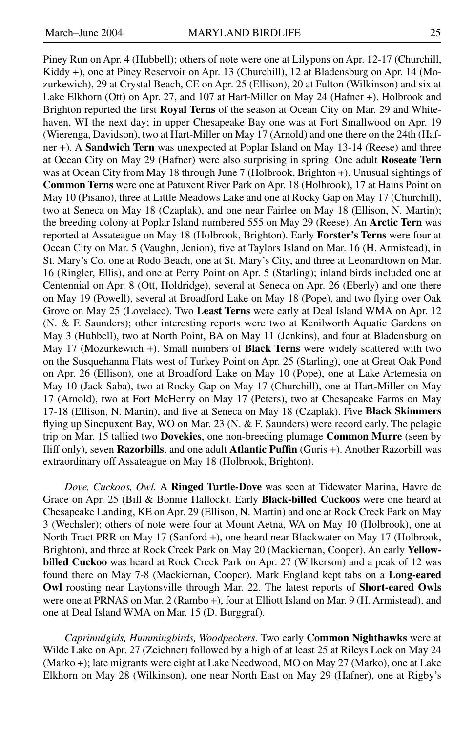Piney Run on Apr. 4 (Hubbell); others of note were one at Lilypons on Apr. 12-17 (Churchill, Kiddy +), one at Piney Reservoir on Apr. 13 (Churchill), 12 at Bladensburg on Apr. 14 (Mozurkewich), 29 at Crystal Beach, CE on Apr. 25 (Ellison), 20 at Fulton (Wilkinson) and six at Lake Elkhorn (Ott) on Apr. 27, and 107 at Hart-Miller on May 24 (Hafner +). Holbrook and Brighton reported the first **Royal Terns** of the season at Ocean City on Mar. 29 and Whitehaven, WI the next day; in upper Chesapeake Bay one was at Fort Smallwood on Apr. 19 (Wierenga, Davidson), two at Hart-Miller on May 17 (Arnold) and one there on the 24th (Hafner +). A **Sandwich Tern** was unexpected at Poplar Island on May 13-14 (Reese) and three at Ocean City on May 29 (Hafner) were also surprising in spring. One adult **Roseate Tern** was at Ocean City from May 18 through June 7 (Holbrook, Brighton +). Unusual sightings of **Common Terns** were one at Patuxent River Park on Apr. 18 (Holbrook), 17 at Hains Point on May 10 (Pisano), three at Little Meadows Lake and one at Rocky Gap on May 17 (Churchill), two at Seneca on May 18 (Czaplak), and one near Fairlee on May 18 (Ellison, N. Martin); the breeding colony at Poplar Island numbered 555 on May 29 (Reese). An **Arctic Tern** was reported at Assateague on May 18 (Holbrook, Brighton). Early **Forster's Terns** were four at Ocean City on Mar. 5 (Vaughn, Jenion), five at Taylors Island on Mar. 16 (H. Armistead), in St. Mary's Co. one at Rodo Beach, one at St. Mary's City, and three at Leonardtown on Mar. 16 (Ringler, Ellis), and one at Perry Point on Apr. 5 (Starling); inland birds included one at Centennial on Apr. 8 (Ott, Holdridge), several at Seneca on Apr. 26 (Eberly) and one there on May 19 (Powell), several at Broadford Lake on May 18 (Pope), and two flying over Oak Grove on May 25 (Lovelace). Two **Least Terns** were early at Deal Island WMA on Apr. 12 (N. & F. Saunders); other interesting reports were two at Kenilworth Aquatic Gardens on May 3 (Hubbell), two at North Point, BA on May 11 (Jenkins), and four at Bladensburg on May 17 (Mozurkewich +). Small numbers of **Black Terns** were widely scattered with two on the Susquehanna Flats west of Turkey Point on Apr. 25 (Starling), one at Great Oak Pond on Apr. 26 (Ellison), one at Broadford Lake on May 10 (Pope), one at Lake Artemesia on May 10 (Jack Saba), two at Rocky Gap on May 17 (Churchill), one at Hart-Miller on May 17 (Arnold), two at Fort McHenry on May 17 (Peters), two at Chesapeake Farms on May 17-18 (Ellison, N. Martin), and five at Seneca on May 18 (Czaplak). Five **Black Skimmers** flying up Sinepuxent Bay, WO on Mar. 23 (N. & F. Saunders) were record early. The pelagic trip on Mar. 15 tallied two **Dovekies**, one non-breeding plumage **Common Murre** (seen by Iliff only), seven **Razorbills**, and one adult **Atlantic Puffin** (Guris +). Another Razorbill was extraordinary off Assateague on May 18 (Holbrook, Brighton).

*Dove, Cuckoos, Owl.* A **Ringed Turtle-Dove** was seen at Tidewater Marina, Havre de Grace on Apr. 25 (Bill & Bonnie Hallock). Early **Black-billed Cuckoos** were one heard at Chesapeake Landing, KE on Apr. 29 (Ellison, N. Martin) and one at Rock Creek Park on May 3 (Wechsler); others of note were four at Mount Aetna, WA on May 10 (Holbrook), one at North Tract PRR on May 17 (Sanford +), one heard near Blackwater on May 17 (Holbrook, Brighton), and three at Rock Creek Park on May 20 (Mackiernan, Cooper). An early **Yellow-billed Cuckoo** was heard at Rock Creek Park on Apr. 27 (Wilkerson) and a peak of 12 was found there on May 7-8 (Mackiernan, Cooper). Mark England kept tabs on a **Long-eared Owl** roosting near Laytonsville through Mar. 22. The latest reports of **Short-eared Owls** were one at PRNAS on Mar. 2 (Rambo +), four at Elliott Island on Mar. 9 (H. Armistead), and one at Deal Island WMA on Mar. 15 (D. Burggraf).

*Caprimulgids, Hummingbirds, Woodpeckers*. Two early **Common Nighthawks** were at Wilde Lake on Apr. 27 (Zeichner) followed by a high of at least 25 at Rileys Lock on May 24 (Marko +); late migrants were eight at Lake Needwood, MO on May 27 (Marko), one at Lake Elkhorn on May 28 (Wilkinson), one near North East on May 29 (Hafner), one at Rigby's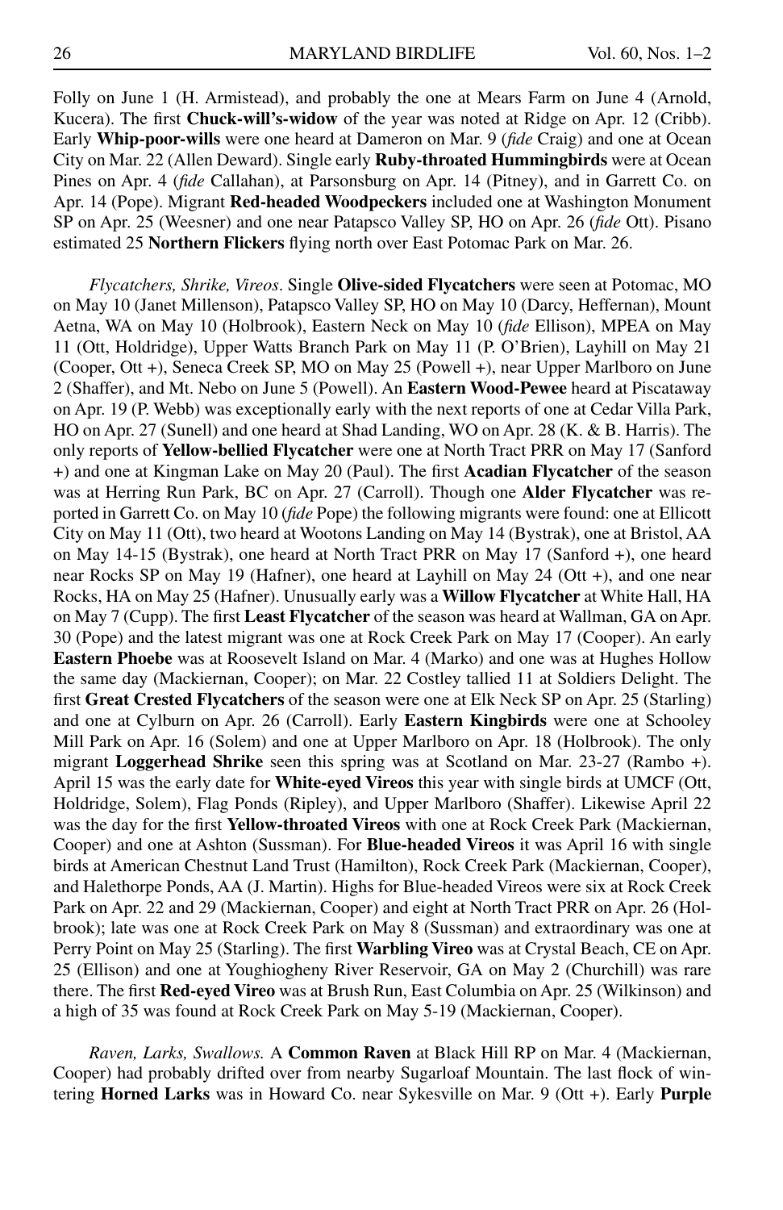Folly on June 1 (H. Armistead), and probably the one at Mears Farm on June 4 (Arnold, Kucera). The first **Chuck-will's-widow** of the year was noted at Ridge on Apr. 12 (Cribb). Early **Whip-poor-wills** were one heard at Dameron on Mar. 9 (*fide* Craig) and one at Ocean City on Mar. 22 (Allen Deward). Single early **Ruby-throated Hummingbirds** were at Ocean Pines on Apr. 4 (*fide* Callahan), at Parsonsburg on Apr. 14 (Pitney), and in Garrett Co. on Apr. 14 (Pope). Migrant **Red-headed Woodpeckers** included one at Washington Monument SP on Apr. 25 (Weesner) and one near Patapsco Valley SP, HO on Apr. 26 (*fide* Ott). Pisano estimated 25 **Northern Flickers** flying north over East Potomac Park on Mar. 26.

*Flycatchers, Shrike, Vireos*. Single **Olive-sided Flycatchers** were seen at Potomac, MO on May 10 (Janet Millenson), Patapsco Valley SP, HO on May 10 (Darcy, Heffernan), Mount Aetna, WA on May 10 (Holbrook), Eastern Neck on May 10 (*fide* Ellison), MPEA on May 11 (Ott, Holdridge), Upper Watts Branch Park on May 11 (P. O'Brien), Layhill on May 21 (Cooper, Ott +), Seneca Creek SP, MO on May 25 (Powell +), near Upper Marlboro on June 2 (Shaffer), and Mt. Nebo on June 5 (Powell). An **Eastern Wood-Pewee** heard at Piscataway on Apr. 19 (P. Webb) was exceptionally early with the next reports of one at Cedar Villa Park, HO on Apr. 27 (Sunell) and one heard at Shad Landing, WO on Apr. 28 (K. & B. Harris). The only reports of **Yellow-bellied Flycatcher** were one at North Tract PRR on May 17 (Sanford +) and one at Kingman Lake on May 20 (Paul). The first **Acadian Flycatcher** of the season was at Herring Run Park, BC on Apr. 27 (Carroll). Though one **Alder Flycatcher** was reported in Garrett Co. on May 10 (*fide* Pope) the following migrants were found: one at Ellicott City on May 11 (Ott), two heard at Wootons Landing on May 14 (Bystrak), one at Bristol, AA on May 14-15 (Bystrak), one heard at North Tract PRR on May 17 (Sanford +), one heard near Rocks SP on May 19 (Hafner), one heard at Layhill on May 24 (Ott +), and one near Rocks, HA on May 25 (Hafner). Unusually early was a **Willow Flycatcher** at White Hall, HA on May 7 (Cupp). The first **Least Flycatcher** of the season was heard at Wallman, GA on Apr. 30 (Pope) and the latest migrant was one at Rock Creek Park on May 17 (Cooper). An early **Eastern Phoebe** was at Roosevelt Island on Mar. 4 (Marko) and one was at Hughes Hollow the same day (Mackiernan, Cooper); on Mar. 22 Costley tallied 11 at Soldiers Delight. The first **Great Crested Flycatchers** of the season were one at Elk Neck SP on Apr. 25 (Starling) and one at Cylburn on Apr. 26 (Carroll). Early **Eastern Kingbirds** were one at Schooley Mill Park on Apr. 16 (Solem) and one at Upper Marlboro on Apr. 18 (Holbrook). The only migrant **Loggerhead Shrike** seen this spring was at Scotland on Mar. 23-27 (Rambo +). April 15 was the early date for **White-eyed Vireos** this year with single birds at UMCF (Ott, Holdridge, Solem), Flag Ponds (Ripley), and Upper Marlboro (Shaffer). Likewise April 22 was the day for the first **Yellow-throated Vireos** with one at Rock Creek Park (Mackiernan, Cooper) and one at Ashton (Sussman). For **Blue-headed Vireos** it was April 16 with single birds at American Chestnut Land Trust (Hamilton), Rock Creek Park (Mackiernan, Cooper), and Halethorpe Ponds, AA (J. Martin). Highs for Blue-headed Vireos were six at Rock Creek Park on Apr. 22 and 29 (Mackiernan, Cooper) and eight at North Tract PRR on Apr. 26 (Holbrook); late was one at Rock Creek Park on May 8 (Sussman) and extraordinary was one at Perry Point on May 25 (Starling). The first **Warbling Vireo** was at Crystal Beach, CE on Apr. 25 (Ellison) and one at Youghiogheny River Reservoir, GA on May 2 (Churchill) was rare there. The first **Red-eyed Vireo** was at Brush Run, East Columbia on Apr. 25 (Wilkinson) and a high of 35 was found at Rock Creek Park on May 5-19 (Mackiernan, Cooper).

*Raven, Larks, Swallows.* A **Common Raven** at Black Hill RP on Mar. 4 (Mackiernan, Cooper) had probably drifted over from nearby Sugarloaf Mountain. The last flock of wintering **Horned Larks** was in Howard Co. near Sykesville on Mar. 9 (Ott +). Early **Purple**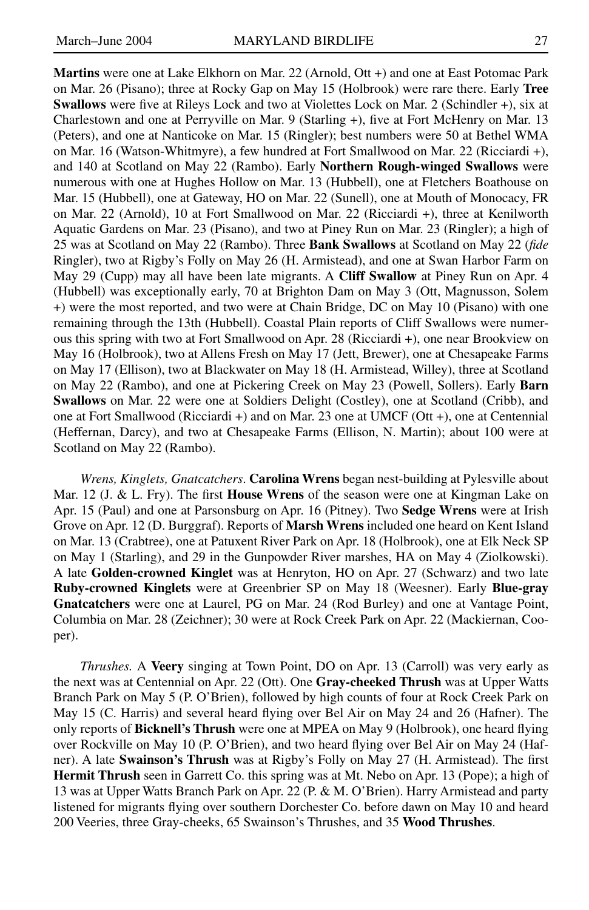**Martins** were one at Lake Elkhorn on Mar. 22 (Arnold, Ott +) and one at East Potomac Park on Mar. 26 (Pisano); three at Rocky Gap on May 15 (Holbrook) were rare there. Early **Tree Swallows** were five at Rileys Lock and two at Violettes Lock on Mar. 2 (Schindler +), six at Charlestown and one at Perryville on Mar. 9 (Starling +), five at Fort McHenry on Mar. 13 (Peters), and one at Nanticoke on Mar. 15 (Ringler); best numbers were 50 at Bethel WMA on Mar. 16 (Watson-Whitmyre), a few hundred at Fort Smallwood on Mar. 22 (Ricciardi +), and 140 at Scotland on May 22 (Rambo). Early **Northern Rough-winged Swallows** were numerous with one at Hughes Hollow on Mar. 13 (Hubbell), one at Fletchers Boathouse on Mar. 15 (Hubbell), one at Gateway, HO on Mar. 22 (Sunell), one at Mouth of Monocacy, FR on Mar. 22 (Arnold), 10 at Fort Smallwood on Mar. 22 (Ricciardi +), three at Kenilworth Aquatic Gardens on Mar. 23 (Pisano), and two at Piney Run on Mar. 23 (Ringler); a high of 25 was at Scotland on May 22 (Rambo). Three **Bank Swallows** at Scotland on May 22 (*fide* Ringler), two at Rigby's Folly on May 26 (H. Armistead), and one at Swan Harbor Farm on May 29 (Cupp) may all have been late migrants. A **Cliff Swallow** at Piney Run on Apr. 4 (Hubbell) was exceptionally early, 70 at Brighton Dam on May 3 (Ott, Magnusson, Solem +) were the most reported, and two were at Chain Bridge, DC on May 10 (Pisano) with one remaining through the 13th (Hubbell). Coastal Plain reports of Cliff Swallows were numerous this spring with two at Fort Smallwood on Apr. 28 (Ricciardi +), one near Brookview on May 16 (Holbrook), two at Allens Fresh on May 17 (Jett, Brewer), one at Chesapeake Farms on May 17 (Ellison), two at Blackwater on May 18 (H. Armistead, Willey), three at Scotland on May 22 (Rambo), and one at Pickering Creek on May 23 (Powell, Sollers). Early **Barn Swallows** on Mar. 22 were one at Soldiers Delight (Costley), one at Scotland (Cribb), and one at Fort Smallwood (Ricciardi +) and on Mar. 23 one at UMCF (Ott +), one at Centennial (Heffernan, Darcy), and two at Chesapeake Farms (Ellison, N. Martin); about 100 were at Scotland on May 22 (Rambo).

*Wrens, Kinglets, Gnatcatchers*. **Carolina Wrens** began nest-building at Pylesville about Mar. 12 (J. & L. Fry). The first **House Wrens** of the season were one at Kingman Lake on Apr. 15 (Paul) and one at Parsonsburg on Apr. 16 (Pitney). Two **Sedge Wrens** were at Irish Grove on Apr. 12 (D. Burggraf). Reports of **Marsh Wrens** included one heard on Kent Island on Mar. 13 (Crabtree), one at Patuxent River Park on Apr. 18 (Holbrook), one at Elk Neck SP on May 1 (Starling), and 29 in the Gunpowder River marshes, HA on May 4 (Ziolkowski). A late **Golden-crowned Kinglet** was at Henryton, HO on Apr. 27 (Schwarz) and two late **Ruby-crowned Kinglets** were at Greenbrier SP on May 18 (Weesner). Early **Blue-gray Gnatcatchers** were one at Laurel, PG on Mar. 24 (Rod Burley) and one at Vantage Point, Columbia on Mar. 28 (Zeichner); 30 were at Rock Creek Park on Apr. 22 (Mackiernan, Cooper).

*Thrushes.* A **Veery** singing at Town Point, DO on Apr. 13 (Carroll) was very early as the next was at Centennial on Apr. 22 (Ott). One **Gray-cheeked Thrush** was at Upper Watts Branch Park on May 5 (P. O'Brien), followed by high counts of four at Rock Creek Park on May 15 (C. Harris) and several heard flying over Bel Air on May 24 and 26 (Hafner). The only reports of **Bicknell's Thrush** were one at MPEA on May 9 (Holbrook), one heard flying over Rockville on May 10 (P. O'Brien), and two heard flying over Bel Air on May 24 (Hafner). A late **Swainson's Thrush** was at Rigby's Folly on May 27 (H. Armistead). The first **Hermit Thrush** seen in Garrett Co. this spring was at Mt. Nebo on Apr. 13 (Pope); a high of 13 was at Upper Watts Branch Park on Apr. 22 (P. & M. O'Brien). Harry Armistead and party listened for migrants flying over southern Dorchester Co. before dawn on May 10 and heard 200 Veeries, three Gray-cheeks, 65 Swainson's Thrushes, and 35 **Wood Thrushes**.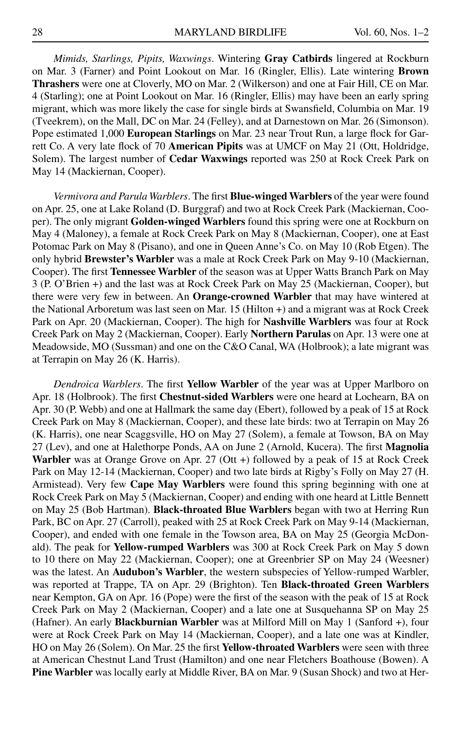*Mimids, Starlings, Pipits, Waxwings*. Wintering **Gray Catbirds** lingered at Rockburn on Mar. 3 (Farner) and Point Lookout on Mar. 16 (Ringler, Ellis). Late wintering **Brown Thrashers** were one at Cloverly, MO on Mar. 2 (Wilkerson) and one at Fair Hill, CE on Mar. 4 (Starling); one at Point Lookout on Mar. 16 (Ringler, Ellis) may have been an early spring migrant, which was more likely the case for single birds at Swansfield, Columbia on Mar. 19 (Tveekrem), on the Mall, DC on Mar. 24 (Felley), and at Darnestown on Mar. 26 (Simonson). Pope estimated 1,000 **European Starlings** on Mar. 23 near Trout Run, a large flock for Garrett Co. A very late flock of 70 **American Pipits** was at UMCF on May 21 (Ott, Holdridge, Solem). The largest number of **Cedar Waxwings** reported was 250 at Rock Creek Park on May 14 (Mackiernan, Cooper).

*Vermivora and Parula Warblers*. The first **Blue-winged Warblers** of the year were found on Apr. 25, one at Lake Roland (D. Burggraf) and two at Rock Creek Park (Mackiernan, Cooper). The only migrant **Golden-winged Warblers** found this spring were one at Rockburn on May 4 (Maloney), a female at Rock Creek Park on May 8 (Mackiernan, Cooper), one at East Potomac Park on May 8 (Pisano), and one in Queen Anne's Co. on May 10 (Rob Etgen). The only hybrid **Brewster's Warbler** was a male at Rock Creek Park on May 9-10 (Mackiernan, Cooper). The first **Tennessee Warbler** of the season was at Upper Watts Branch Park on May 3 (P. O'Brien +) and the last was at Rock Creek Park on May 25 (Mackiernan, Cooper), but there were very few in between. An **Orange-crowned Warbler** that may have wintered at the National Arboretum was last seen on Mar. 15 (Hilton +) and a migrant was at Rock Creek Park on Apr. 20 (Mackiernan, Cooper). The high for **Nashville Warblers** was four at Rock Creek Park on May 2 (Mackiernan, Cooper). Early **Northern Parulas** on Apr. 13 were one at Meadowside, MO (Sussman) and one on the C&O Canal, WA (Holbrook); a late migrant was at Terrapin on May 26 (K. Harris).

*Dendroica Warblers*. The first **Yellow Warbler** of the year was at Upper Marlboro on Apr. 18 (Holbrook). The first **Chestnut-sided Warblers** were one heard at Lochearn, BA on Apr. 30 (P. Webb) and one at Hallmark the same day (Ebert), followed by a peak of 15 at Rock Creek Park on May 8 (Mackiernan, Cooper), and these late birds: two at Terrapin on May 26 (K. Harris), one near Scaggsville, HO on May 27 (Solem), a female at Towson, BA on May 27 (Lev), and one at Halethorpe Ponds, AA on June 2 (Arnold, Kucera). The first **Magnolia Warbler** was at Orange Grove on Apr. 27 (Ott +) followed by a peak of 15 at Rock Creek Park on May 12-14 (Mackiernan, Cooper) and two late birds at Rigby's Folly on May 27 (H. Armistead). Very few **Cape May Warblers** were found this spring beginning with one at Rock Creek Park on May 5 (Mackiernan, Cooper) and ending with one heard at Little Bennett on May 25 (Bob Hartman). **Black-throated Blue Warblers** began with two at Herring Run Park, BC on Apr. 27 (Carroll), peaked with 25 at Rock Creek Park on May 9-14 (Mackiernan, Cooper), and ended with one female in the Towson area, BA on May 25 (Georgia McDonald). The peak for **Yellow-rumped Warblers** was 300 at Rock Creek Park on May 5 down to 10 there on May 22 (Mackiernan, Cooper); one at Greenbrier SP on May 24 (Weesner) was the latest. An **Audubon's Warbler**, the western subspecies of Yellow-rumped Warbler, was reported at Trappe, TA on Apr. 29 (Brighton). Ten **Black-throated Green Warblers** near Kempton, GA on Apr. 16 (Pope) were the first of the season with the peak of 15 at Rock Creek Park on May 2 (Mackiernan, Cooper) and a late one at Susquehanna SP on May 25 (Hafner). An early **Blackburnian Warbler** was at Milford Mill on May 1 (Sanford +), four were at Rock Creek Park on May 14 (Mackiernan, Cooper), and a late one was at Kindler, HO on May 26 (Solem). On Mar. 25 the first **Yellow-throated Warblers** were seen with three at American Chestnut Land Trust (Hamilton) and one near Fletchers Boathouse (Bowen). A **Pine Warbler** was locally early at Middle River, BA on Mar. 9 (Susan Shock) and two at Her-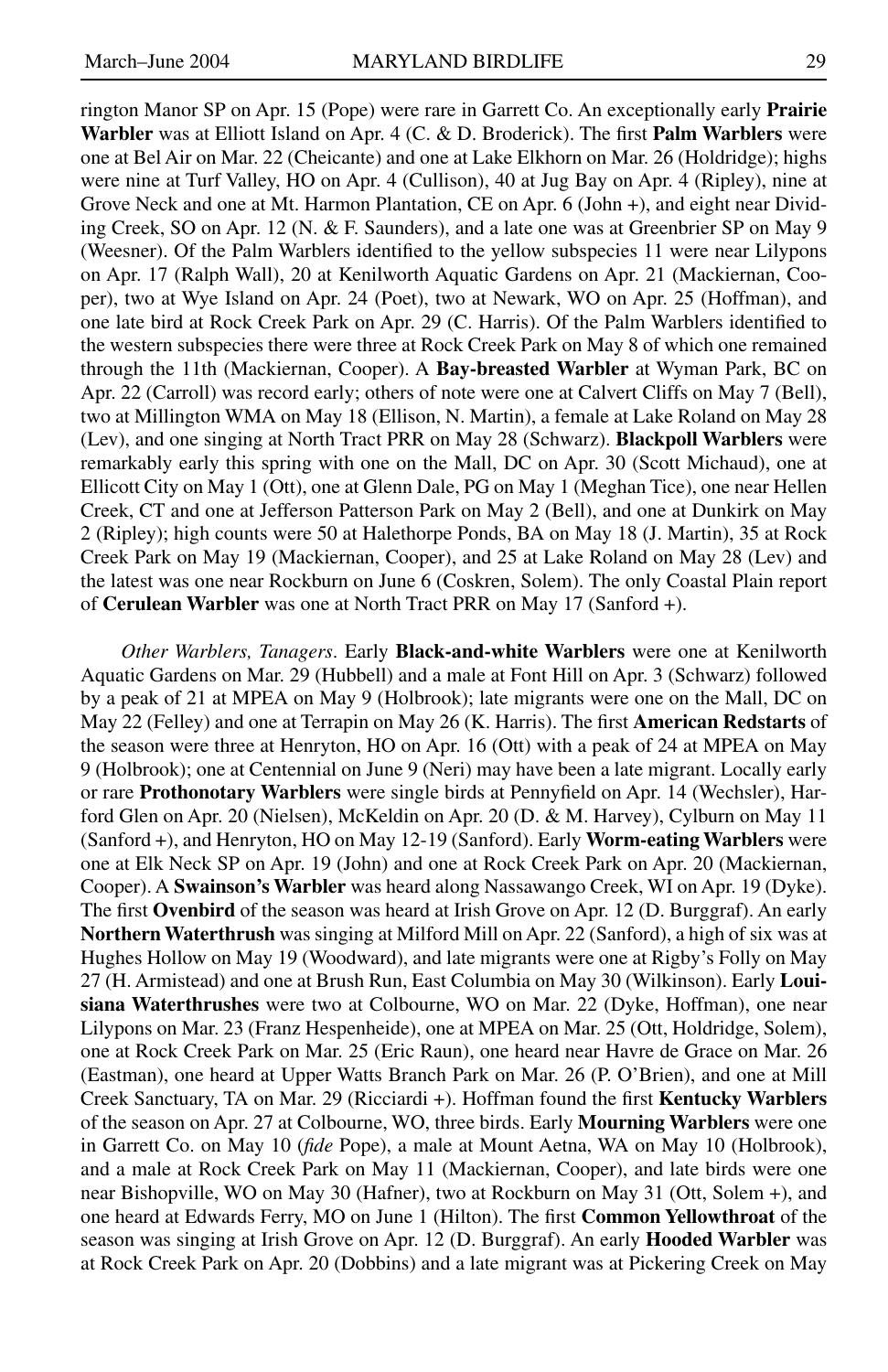rington Manor SP on Apr. 15 (Pope) were rare in Garrett Co. An exceptionally early **Prairie Warbler** was at Elliott Island on Apr. 4 (C. & D. Broderick). The first **Palm Warblers** were one at Bel Air on Mar. 22 (Cheicante) and one at Lake Elkhorn on Mar. 26 (Holdridge); highs were nine at Turf Valley, HO on Apr. 4 (Cullison), 40 at Jug Bay on Apr. 4 (Ripley), nine at Grove Neck and one at Mt. Harmon Plantation, CE on Apr. 6 (John +), and eight near Dividing Creek, SO on Apr. 12 (N. & F. Saunders), and a late one was at Greenbrier SP on May 9 (Weesner). Of the Palm Warblers identified to the yellow subspecies 11 were near Lilypons on Apr. 17 (Ralph Wall), 20 at Kenilworth Aquatic Gardens on Apr. 21 (Mackiernan, Cooper), two at Wye Island on Apr. 24 (Poet), two at Newark, WO on Apr. 25 (Hoffman), and one late bird at Rock Creek Park on Apr. 29 (C. Harris). Of the Palm Warblers identified to the western subspecies there were three at Rock Creek Park on May 8 of which one remained through the 11th (Mackiernan, Cooper). A **Bay-breasted Warbler** at Wyman Park, BC on Apr. 22 (Carroll) was record early; others of note were one at Calvert Cliffs on May 7 (Bell), two at Millington WMA on May 18 (Ellison, N. Martin), a female at Lake Roland on May 28 (Lev), and one singing at North Tract PRR on May 28 (Schwarz). **Blackpoll Warblers** were remarkably early this spring with one on the Mall, DC on Apr. 30 (Scott Michaud), one at Ellicott City on May 1 (Ott), one at Glenn Dale, PG on May 1 (Meghan Tice), one near Hellen Creek, CT and one at Jefferson Patterson Park on May 2 (Bell), and one at Dunkirk on May 2 (Ripley); high counts were 50 at Halethorpe Ponds, BA on May 18 (J. Martin), 35 at Rock Creek Park on May 19 (Mackiernan, Cooper), and 25 at Lake Roland on May 28 (Lev) and the latest was one near Rockburn on June 6 (Coskren, Solem). The only Coastal Plain report of **Cerulean Warbler** was one at North Tract PRR on May 17 (Sanford +).

*Other Warblers, Tanagers*. Early **Black-and-white Warblers** were one at Kenilworth Aquatic Gardens on Mar. 29 (Hubbell) and a male at Font Hill on Apr. 3 (Schwarz) followed by a peak of 21 at MPEA on May 9 (Holbrook); late migrants were one on the Mall, DC on May 22 (Felley) and one at Terrapin on May 26 (K. Harris). The first **American Redstarts** of the season were three at Henryton, HO on Apr. 16 (Ott) with a peak of 24 at MPEA on May 9 (Holbrook); one at Centennial on June 9 (Neri) may have been a late migrant. Locally early or rare **Prothonotary Warblers** were single birds at Pennyfield on Apr. 14 (Wechsler), Harford Glen on Apr. 20 (Nielsen), McKeldin on Apr. 20 (D. & M. Harvey), Cylburn on May 11 (Sanford +), and Henryton, HO on May 12-19 (Sanford). Early **Worm-eating Warblers** were one at Elk Neck SP on Apr. 19 (John) and one at Rock Creek Park on Apr. 20 (Mackiernan, Cooper). A **Swainson's Warbler** was heard along Nassawango Creek, WI on Apr. 19 (Dyke). The first **Ovenbird** of the season was heard at Irish Grove on Apr. 12 (D. Burggraf). An early **Northern Waterthrush** was singing at Milford Mill on Apr. 22 (Sanford), a high of six was at Hughes Hollow on May 19 (Woodward), and late migrants were one at Rigby's Folly on May 27 (H. Armistead) and one at Brush Run, East Columbia on May 30 (Wilkinson). Early **Louisiana Waterthrushes** were two at Colbourne, WO on Mar. 22 (Dyke, Hoffman), one near Lilypons on Mar. 23 (Franz Hespenheide), one at MPEA on Mar. 25 (Ott, Holdridge, Solem), one at Rock Creek Park on Mar. 25 (Eric Raun), one heard near Havre de Grace on Mar. 26 (Eastman), one heard at Upper Watts Branch Park on Mar. 26 (P. O'Brien), and one at Mill Creek Sanctuary, TA on Mar. 29 (Ricciardi +). Hoffman found the first **Kentucky Warblers** of the season on Apr. 27 at Colbourne, WO, three birds. Early **Mourning Warblers** were one in Garrett Co. on May 10 (*fide* Pope), a male at Mount Aetna, WA on May 10 (Holbrook), and a male at Rock Creek Park on May 11 (Mackiernan, Cooper), and late birds were one near Bishopville, WO on May 30 (Hafner), two at Rockburn on May 31 (Ott, Solem +), and one heard at Edwards Ferry, MO on June 1 (Hilton). The first **Common Yellowthroat** of the season was singing at Irish Grove on Apr. 12 (D. Burggraf). An early **Hooded Warbler** was at Rock Creek Park on Apr. 20 (Dobbins) and a late migrant was at Pickering Creek on May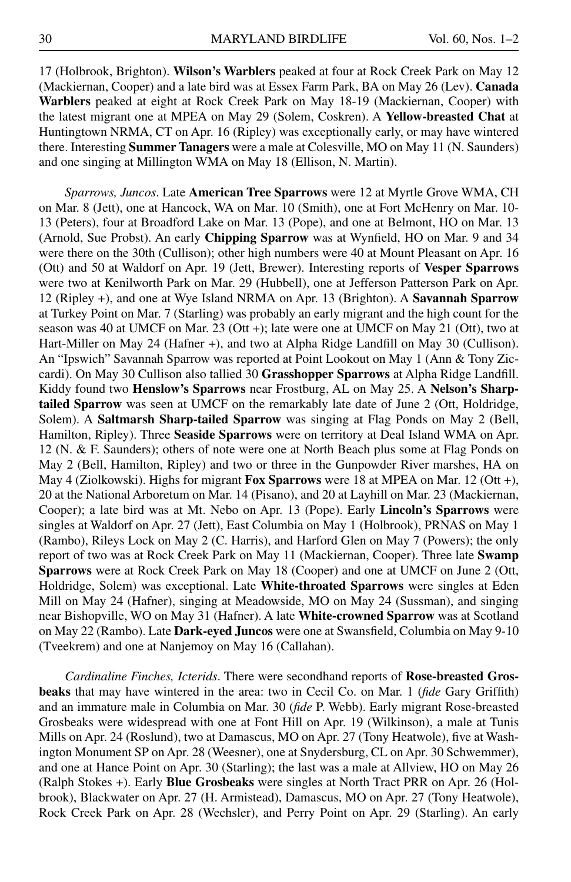17 (Holbrook, Brighton). **Wilson's Warblers** peaked at four at Rock Creek Park on May 12 (Mackiernan, Cooper) and a late bird was at Essex Farm Park, BA on May 26 (Lev). **Canada Warblers** peaked at eight at Rock Creek Park on May 18-19 (Mackiernan, Cooper) with the latest migrant one at MPEA on May 29 (Solem, Coskren). A **Yellow-breasted Chat** at Huntingtown NRMA, CT on Apr. 16 (Ripley) was exceptionally early, or may have wintered there. Interesting **Summer Tanagers** were a male at Colesville, MO on May 11 (N. Saunders) and one singing at Millington WMA on May 18 (Ellison, N. Martin).

*Sparrows, Juncos*. Late **American Tree Sparrows** were 12 at Myrtle Grove WMA, CH on Mar. 8 (Jett), one at Hancock, WA on Mar. 10 (Smith), one at Fort McHenry on Mar. 10-13 (Peters), four at Broadford Lake on Mar. 13 (Pope), and one at Belmont, HO on Mar. 13 (Arnold, Sue Probst). An early **Chipping Sparrow** was at Wynfield, HO on Mar. 9 and 34 were there on the 30th (Cullison); other high numbers were 40 at Mount Pleasant on Apr. 16 (Ott) and 50 at Waldorf on Apr. 19 (Jett, Brewer). Interesting reports of **Vesper Sparrows** were two at Kenilworth Park on Mar. 29 (Hubbell), one at Jefferson Patterson Park on Apr. 12 (Ripley +), and one at Wye Island NRMA on Apr. 13 (Brighton). A **Savannah Sparrow** at Turkey Point on Mar. 7 (Starling) was probably an early migrant and the high count for the season was 40 at UMCF on Mar. 23 (Ott +); late were one at UMCF on May 21 (Ott), two at Hart-Miller on May 24 (Hafner +), and two at Alpha Ridge Landfill on May 30 (Cullison). An "Ipswich" Savannah Sparrow was reported at Point Lookout on May 1 (Ann & Tony Ziccardi). On May 30 Cullison also tallied 30 **Grasshopper Sparrows** at Alpha Ridge Landfill. Kiddy found two **Henslow's Sparrows** near Frostburg, AL on May 25. A **Nelson's Sharp-tailed Sparrow** was seen at UMCF on the remarkably late date of June 2 (Ott, Holdridge, Solem). A **Saltmarsh Sharp-tailed Sparrow** was singing at Flag Ponds on May 2 (Bell, Hamilton, Ripley). Three **Seaside Sparrows** were on territory at Deal Island WMA on Apr. 12 (N. & F. Saunders); others of note were one at North Beach plus some at Flag Ponds on May 2 (Bell, Hamilton, Ripley) and two or three in the Gunpowder River marshes, HA on May 4 (Ziolkowski). Highs for migrant **Fox Sparrows** were 18 at MPEA on Mar. 12 (Ott +), 20 at the National Arboretum on Mar. 14 (Pisano), and 20 at Layhill on Mar. 23 (Mackiernan, Cooper); a late bird was at Mt. Nebo on Apr. 13 (Pope). Early **Lincoln's Sparrows** were singles at Waldorf on Apr. 27 (Jett), East Columbia on May 1 (Holbrook), PRNAS on May 1 (Rambo), Rileys Lock on May 2 (C. Harris), and Harford Glen on May 7 (Powers); the only report of two was at Rock Creek Park on May 11 (Mackiernan, Cooper). Three late **Swamp Sparrows** were at Rock Creek Park on May 18 (Cooper) and one at UMCF on June 2 (Ott, Holdridge, Solem) was exceptional. Late **White-throated Sparrows** were singles at Eden Mill on May 24 (Hafner), singing at Meadowside, MO on May 24 (Sussman), and singing near Bishopville, WO on May 31 (Hafner). A late **White-crowned Sparrow** was at Scotland on May 22 (Rambo). Late **Dark-eyed Juncos** were one at Swansfield, Columbia on May 9-10 (Tveekrem) and one at Nanjemoy on May 16 (Callahan).

*Cardinaline Finches, Icterids*. There were secondhand reports of **Rose-breasted Grosbeaks** that may have wintered in the area: two in Cecil Co. on Mar. 1 (*fide* Gary Griffith) and an immature male in Columbia on Mar. 30 (*fide* P. Webb). Early migrant Rose-breasted Grosbeaks were widespread with one at Font Hill on Apr. 19 (Wilkinson), a male at Tunis Mills on Apr. 24 (Roslund), two at Damascus, MO on Apr. 27 (Tony Heatwole), five at Washington Monument SP on Apr. 28 (Weesner), one at Snydersburg, CL on Apr. 30 Schwemmer), and one at Hance Point on Apr. 30 (Starling); the last was a male at Allview, HO on May 26 (Ralph Stokes +). Early **Blue Grosbeaks** were singles at North Tract PRR on Apr. 26 (Holbrook), Blackwater on Apr. 27 (H. Armistead), Damascus, MO on Apr. 27 (Tony Heatwole), Rock Creek Park on Apr. 28 (Wechsler), and Perry Point on Apr. 29 (Starling). An early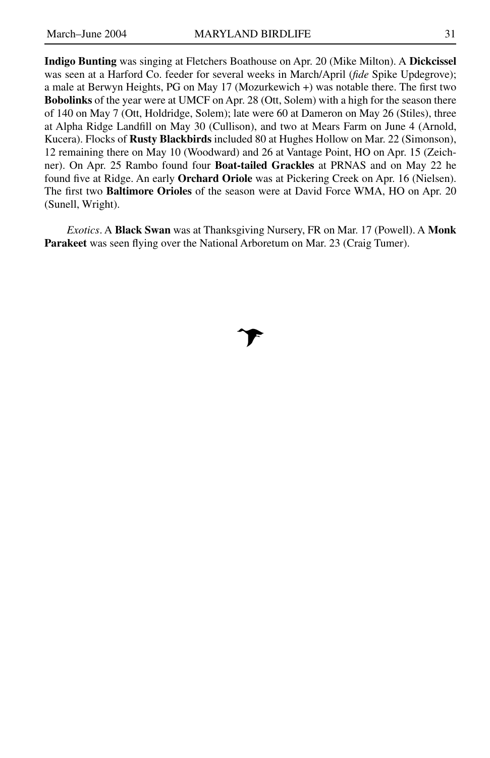**Indigo Bunting** was singing at Fletchers Boathouse on Apr. 20 (Mike Milton). A **Dickcissel** was seen at a Harford Co. feeder for several weeks in March/April (*fide* Spike Updegrove); a male at Berwyn Heights, PG on May 17 (Mozurkewich +) was notable there. The first two **Bobolinks** of the year were at UMCF on Apr. 28 (Ott, Solem) with a high for the season there of 140 on May 7 (Ott, Holdridge, Solem); late were 60 at Dameron on May 26 (Stiles), three at Alpha Ridge Landfill on May 30 (Cullison), and two at Mears Farm on June 4 (Arnold, Kucera). Flocks of **Rusty Blackbirds** included 80 at Hughes Hollow on Mar. 22 (Simonson), 12 remaining there on May 10 (Woodward) and 26 at Vantage Point, HO on Apr. 15 (Zeichner). On Apr. 25 Rambo found four **Boat-tailed Grackles** at PRNAS and on May 22 he found five at Ridge. An early **Orchard Oriole** was at Pickering Creek on Apr. 16 (Nielsen). The first two **Baltimore Orioles** of the season were at David Force WMA, HO on Apr. 20 (Sunell, Wright).

*Exotics*. A **Black Swan** was at Thanksgiving Nursery, FR on Mar. 17 (Powell). A **Monk Parakeet** was seen flying over the National Arboretum on Mar. 23 (Craig Tumer).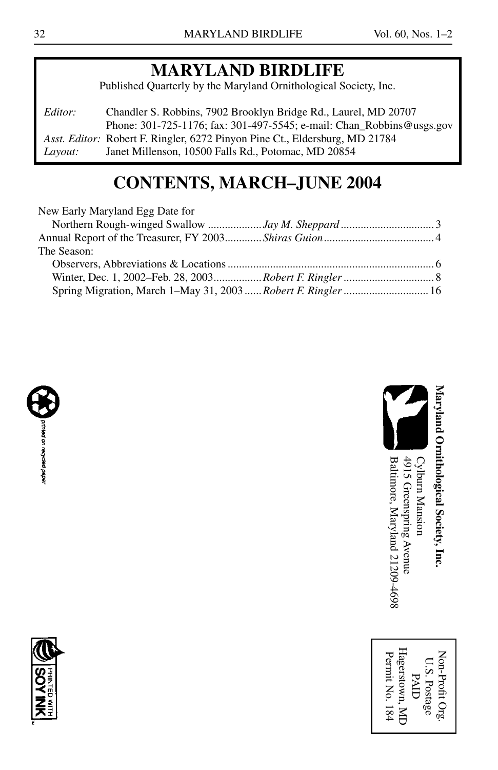# MARYLAND BIRDLIFE

Published Quarterly by the Maryland Ornithological Society, Inc.

*Editor:* Chandler S. Robbins, 7902 Brooklyn Bridge Rd., Laurel, MD 20707
Phone: 301-725-1176; fax: 301-497-5545; e-mail: Chan_Robbins@usgs.gov

*Asst. Editor:* Robert F. Ringler, 6272 Pinyon Pine Ct., Eldersburg, MD 21784

*Layout:* Janet Millenson, 10500 Falls Rd., Potomac, MD 20854

## CONTENTS, MARCH–JUNE 2004

New Early Maryland Egg Date for
Northern Rough-winged Swallow .................. *Jay M. Sheppard* ................................ 3

Annual Report of the Treasurer, FY 2003............ *Shiras Guion* ...................................... 4

The Season:

- Observers, Abbreviations & Locations ........................................................................ 6
- Winter, Dec. 1, 2002–Feb. 28, 2003................ *Robert F. Ringler* ............................... 8
- Spring Migration, March 1–May 31, 2003 ...... *Robert F. Ringler* ............................. 16

printed on recycled paper

**Maryland Ornithological Society, Inc.**
Cylburn Mansion
4915 Greenspring Avenue
Baltimore, Maryland 21209-4698

Non-Profit Org.
U.S. Postage
PAID
Hagerstown, MD
Permit No. 184

PRINTED WITH SOY INK